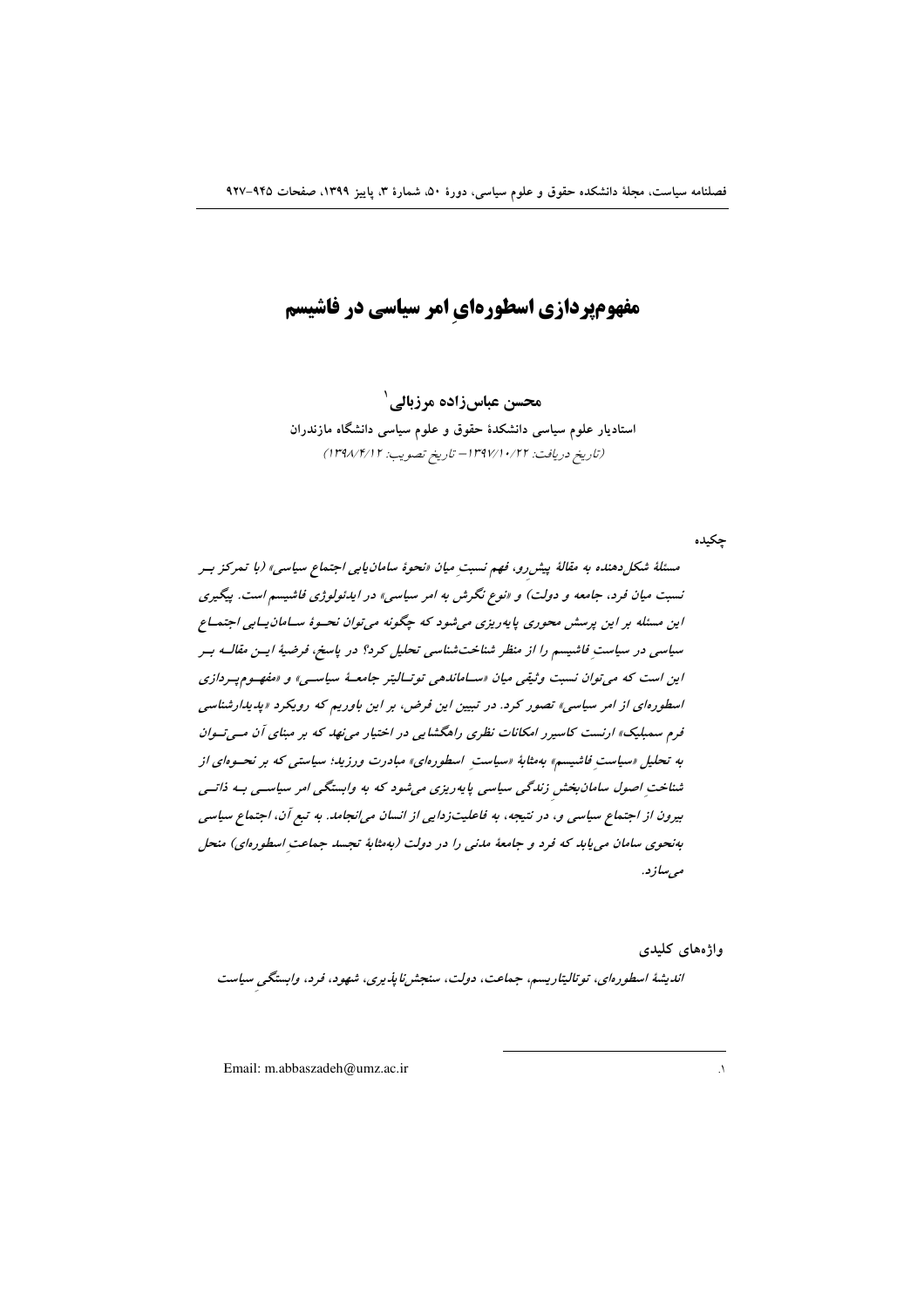# مفهوم‌پردازی اسطوره‌ایِ امر سیاسی در فاشیسم

**محسن عباس‌زاده مرزبالی**[1]

استادیار علوم سیاسی دانشکدهٔ حقوق و علوم سیاسی دانشگاه مازندران

*(تاریخ دریافت: ۱۳۹۷/۱۰/۲۲ – تاریخ تصویب: ۱۳۹۸/۴/۱۲)*

## چکیده

*مسئلهٔ شکل‌دهنده به مقالهٔ پیش‌رو، فهم نسبتِ میان «نحوهٔ سامان‌یابی اجتماع سیاسی» (با تمرکز بر نسبت میان فرد، جامعه و دولت) و «نوع نگرش به امر سیاسی» در ایدئولوژی فاشیسم است. پیگیری این مسئله بر این پرسش محوری پایه‌ریزی می‌شود که چگونه می‌توان نحوهٔ سامان‌یابی اجتماع سیاسی در سیاستِ فاشیسم را از منظر شناخت‌شناسی تحلیل کرد؟ در پاسخ، فرضیهٔ این مقاله بر این است که می‌توان نسبت وثیقی میان «ساماندهی توتالیتر جامعهٔ سیاسی» و «مفهوم‌پردازی اسطوره‌ای از امر سیاسی» تصور کرد. در تبیین این فرض، بر این باوریم که رویکرد «پدیدارشناسی فرم سمبلیک» ارنست کاسیرر امکانات نظری راهگشایی در اختیار می‌نهد که بر مبنای آن می‌توان به تحلیل «سیاستِ فاشیسم» به‌مثابهٔ «سیاستِ اسطوره‌ای» مبادرت ورزید؛ سیاستی که بر نحوه‌ای از شناختِ اصول سامان‌بخشِ زندگی سیاسی پایه‌ریزی می‌شود که به وابستگی امر سیاسی به ذاتی بیرون از اجتماع سیاسی و، در نتیجه، به فاعلیت‌زدایی از انسان می‌انجامد. به تبع آن، اجتماع سیاسی به‌نحوی سامان می‌یابد که فرد و جامعهٔ مدنی را در دولت (به‌مثابهٔ تجسد جماعتِ اسطوره‌ای) منحل می‌سازد.*

## واژه‌های کلیدی

*اندیشهٔ اسطوره‌ای، توتالیتاریسم، جماعت، دولت، سنجش‌ناپذیری، شهود، فرد، وابستگیِ سیاست*

---

[1]. Email: m.abbaszadeh@umz.ac.ir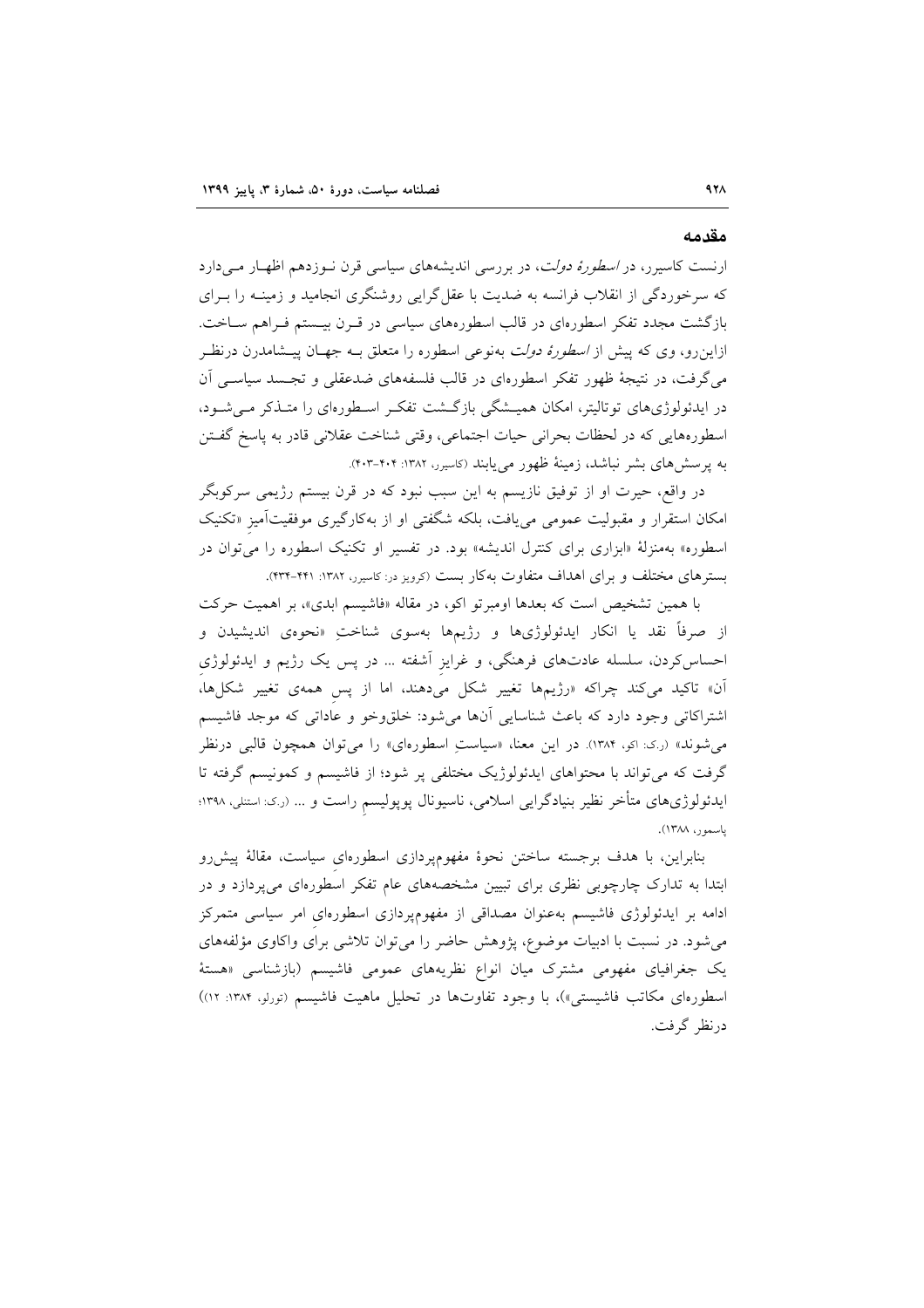## مقدمه

ارنست کاسیرر، در *اسطورهٔ دولت*، در بررسی اندیشه‌های سیاسی قرن نوزدهم اظهار می‌دارد که سرخوردگی از انقلاب فرانسه به ضدیت با عقل‌گرایی روشنگری انجامید و زمینه را برای بازگشت مجدد تفکر اسطوره‌ای در قالب اسطوره‌های سیاسی در قرن بیستم فراهم ساخت. ازاین‌رو، وی که پیش از *اسطورهٔ دولت* به‌نوعی اسطوره را متعلق به جهان پیشامدرن درنظر می‌گرفت، در نتیجهٔ ظهور تفکر اسطوره‌ای در قالب فلسفه‌های ضدعقلی و تجسد سیاسی آن در ایدئولوژی‌های توتالیتر، امکان همیشگی بازگشت تفکر اسطوره‌ای را متذکر می‌شود، اسطوره‌هایی که در لحظات بحرانی حیات اجتماعی، وقتی شناخت عقلانی قادر به پاسخ گفتن به پرسش‌های بشر نباشد، زمینهٔ ظهور می‌یابند (کاسیرر، ۱۳۸۲: ۴۰۴-۴۰۳).

در واقع، حیرت او از توفیق نازیسم به این سبب نبود که در قرن بیستم رژیمی سرکوبگر امکان استقرار و مقبولیت عمومی می‌یافت، بلکه شگفتی او از به‌کارگیری موفقیت‌آمیزِ «تکنیک اسطوره» به‌منزلهٔ «ابزاری برای کنترل اندیشه» بود. در تفسیر او تکنیک اسطوره را می‌توان در بسترهای مختلف و برای اهداف متفاوت به‌کار بست (کرویز در: کاسیرر، ۱۳۸۲: ۴۴۱-۴۳۴).

با همین تشخیص است که بعدها اومبرتو اکو، در مقاله «فاشیسم ابدی»، بر اهمیت حرکت از صرفاً نقد یا انکار ایدئولوژی‌ها و رژیم‌ها به‌سوی شناختِ «نحوهٔ اندیشیدن و احساس‌کردن، سلسله عادت‌های فرهنگی، و غرایزِ آشفته ... در پس یک رژیم و ایدئولوژیِ آن» تاکید می‌کند چراکه «رژیم‌ها تغییر شکل می‌دهند، اما از پسِ همهٔ تغییر شکل‌ها، اشتراکاتی وجود دارد که باعث شناسایی آن‌ها می‌شود: خلق‌وخو و عاداتی که موجد فاشیسم می‌شوند» (ر.ک: اکو، ۱۳۸۴). در این معنا، «سیاستِ اسطوره‌ای» را می‌توان همچون قالبی درنظر گرفت که می‌تواند با محتواهای ایدئولوژیک مختلفی پر شود؛ از فاشیسم و کمونیسم گرفته تا ایدئولوژی‌های متأخر نظیر بنیادگرایی اسلامی، ناسیونال پوپولیسمِ راست و ... (ر.ک: استنلی، ۱۳۹۸؛ پاسمور، ۱۳۸۸).

بنابراین، با هدف برجسته ساختن نحوهٔ مفهوم‌پردازی اسطوره‌ایِ سیاست، مقالهٔ پیش‌رو ابتدا به تدارک چارچوبی نظری برای تبیین مشخصه‌های عام تفکر اسطوره‌ای می‌پردازد و در ادامه بر ایدئولوژی فاشیسم به‌عنوان مصداقی از مفهوم‌پردازی اسطوره‌ایِ امر سیاسی متمرکز می‌شود. در نسبت با ادبیات موضوع، پژوهش حاضر را می‌توان تلاشی برای واکاوی مؤلفه‌های یک جغرافیای مفهومی مشترک میان انواع نظریه‌های عمومی فاشیسم (بازشناسی «هستهٔ اسطوره‌ای مکاتب فاشیستی»)، با وجود تفاوت‌ها در تحلیل ماهیت فاشیسم (تورلو، ۱۳۸۴: ۱۲)) درنظر گرفت.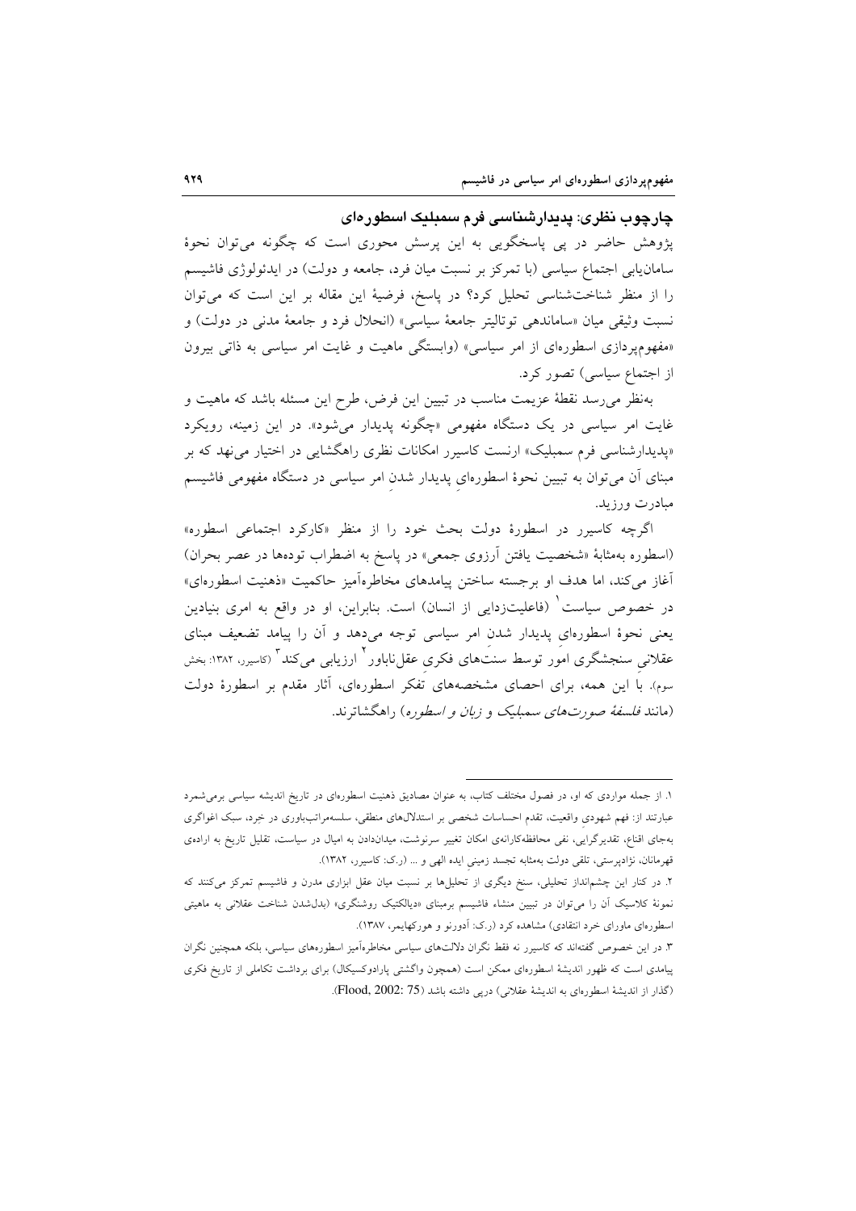## چارچوب نظری: پدیدارشناسی فرم سمبلیک اسطوره‌ای

پژوهش حاضر در پی پاسخگویی به این پرسش محوری است که چگونه می‌توان نحوهٔ سامان‌یابی اجتماع سیاسی (با تمرکز بر نسبت میان فرد، جامعه و دولت) در ایدئولوژی فاشیسم را از منظر شناخت‌شناسی تحلیل کرد؟ در پاسخ، فرضیهٔ این مقاله بر این است که می‌توان نسبت وثیقی میان «ساماندهی توتالیتر جامعهٔ سیاسی» (انحلال فرد و جامعهٔ مدنی در دولت) و «مفهوم‌پردازی اسطوره‌ای از امر سیاسی» (وابستگی ماهیت و غایت امر سیاسی به ذاتی بیرون از اجتماع سیاسی) تصور کرد.

به‌نظر می‌رسد نقطهٔ عزیمت مناسب در تبیین این فرض، طرح این مسئله باشد که ماهیت و غایت امر سیاسی در یک دستگاه مفهومی «چگونه پدیدار می‌شود». در این زمینه، رویکرد «پدیدارشناسی فرم سمبلیک» ارنست کاسیرر امکانات نظری راهگشایی در اختیار می‌نهد که بر مبنای آن می‌توان به تبیین نحوهٔ اسطوره‌ایِ پدیدار شدنِ امر سیاسی در دستگاه مفهومی فاشیسم مبادرت ورزید.

اگرچه کاسیرر در اسطورهٔ دولت بحث خود را از منظر «کارکرد اجتماعی اسطوره» (اسطوره به‌مثابهٔ «شخصیت یافتن آرزوی جمعی» در پاسخ به اضطراب توده‌ها در عصر بحران) آغاز می‌کند، اما هدف او برجسته ساختن پیامدهای مخاطره‌آمیز حاکمیت «ذهنیت اسطوره‌ای» در خصوص سیاست[1] (فاعلیت‌زدایی از انسان) است. بنابراین، او در واقع به امری بنیادین یعنی نحوهٔ اسطوره‌ایِ پدیدار شدنِ امر سیاسی توجه می‌دهد و آن را پیامد تضعیف مبنای عقلانیِ سنجشگری امور توسط سنت‌های فکریِ عقل‌ناباور[2] ارزیابی می‌کند[3] (کاسیرر، ۱۳۸۲: بخش سوم). با این همه، برای احصای مشخصه‌های تفکر اسطوره‌ای، آثار مقدم بر اسطورهٔ دولت (مانند *فلسفهٔ صورت‌های سمبلیک* و *زبان و اسطوره*) راهگشاترند.

---

۱. از جمله مواردی که او، در فصول مختلف کتاب، به عنوان مصادیق ذهنیت اسطوره‌ای در تاریخ اندیشه سیاسی برمی‌شمرد عبارتند از: فهم شهودیِ واقعیت، تقدم احساسات شخصی بر استدلال‌های منطقی، سلسه‌مراتب‌باوری در خرد، سبک اغواگری به‌جای اقناع، تقدیرگرایی، نفی محافظه‌کارانه‌ی امکان تغییر سرنوشت، میدان‌دادن به امیال در سیاست، تقلیل تاریخ به اراده‌ی قهرمانان، نژادپرستی، تلقی دولت به‌مثابه تجسد زمینی ایده الهی و ... (ر.ک: کاسیرر، ۱۳۸۲).

۲. در کنار این چشم‌انداز تحلیلی، سنخ دیگری از تحلیل‌ها بر نسبت میان عقل ابزاری مدرن و فاشیسم تمرکز می‌کنند که نمونهٔ کلاسیک آن را می‌توان در تبیین منشاء فاشیسم برمبنای «دیالکتیک روشنگری» (بدل‌شدن شناخت عقلانی به ماهیتی اسطوره‌ای ماورای خرد انتقادی) مشاهده کرد (ر.ک: آدورنو و هورکهایمر، ۱۳۸۷).

۳. در این خصوص گفته‌اند که کاسیرر نه فقط نگران دلالت‌های سیاسی مخاطره‌آمیز اسطوره‌های سیاسی، بلکه همچنین نگران پیامدی است که ظهور اندیشهٔ اسطوره‌ای ممکن است (همچون واگشتی پارادوکسیکال) برای برداشت تکاملی از تاریخ فکری (گذار از اندیشهٔ اسطوره‌ای به اندیشهٔ عقلانی) درپی داشته باشد (Flood, 2002: 75).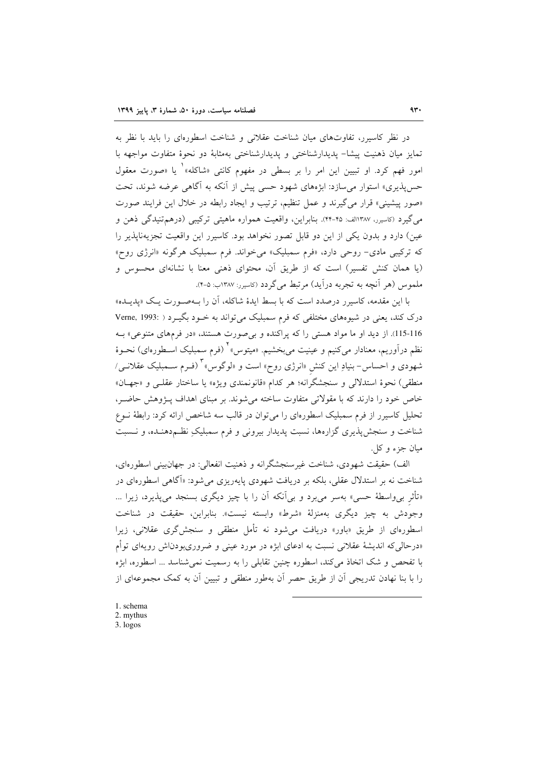در نظر کاسیرر، تفاوت‌های میان شناخت عقلانی و شناخت اسطوره‌ای را باید با نظر به تمایز میان ذهنیت پیشا- پدیدارشناختی و پدیدارشناختی به‌مثابهٔ دو نحوهٔ متفاوت مواجهه با امور فهم کرد. او تبیین این امر را بر بسطی در مفهوم کانتی «شاکله»[1] یا «صورت معقول حس‌پذیری» استوار می‌سازد: ابژه‌های شهود حسی پیش از آنکه به آگاهی عرضه شوند، تحت «صور پیشینی» قرار می‌گیرند و عمل تنظیم، ترتیب و ایجاد رابطه در خلال این فرایند صورت می‌گیرد (کاسیرر، ۱۳۸۷الف: ۴۵-۴۴). بنابراین، واقعیت همواره ماهیتی ترکیبی (درهم‌تنیدگی ذهن و عین) دارد و بدون یکی از این دو قابل تصور نخواهد بود. کاسیرر این واقعیت تجزیه‌ناپذیر را که ترکیبی مادی- روحی دارد، «فرم سمبلیک» می‌خواند. فرم سمبلیک هرگونه «انرژی روح» (یا همان کنش تفسیر) است که از طریق آن، محتوای ذهنی معنا با نشانه‌ای محسوس و ملموس (هر آنچه به تجربه درآید) مرتبط می‌گردد (کاسیرر، ۱۳۸۷ب: ۵-۴).

با این مقدمه، کاسیرر درصدد است که با بسط ایدهٔ شاکله، آن را به‌صورت یک «پدیده» درک کند، یعنی در شیوه‌های مختلفی که فرم سمبلیک می‌تواند به خود بگیرد (Verne, 1993: 115-116). از دید او ما مواد هستی را که پراکنده و بی‌صورت هستند، «در فرم‌های متنوعی» به نظم درآوریم، معنادار می‌کنیم و عینیت می‌بخشیم. «میتوس»[2] (فرم سمبلیک اسطوره‌ای) نحوهٔ شهودی و احساس- بنیادِ این کنشِ «انرژی روح» است و «لوگوس»[3] (فرم سمبلیک عقلانی/منطقی) نحوهٔ استدلالی و سنجشگرانه؛ هر کدام «قانونمندی ویژه» یا ساختار عقلی و «جهان» خاص خود را دارند که با مقولاتی متفاوت ساخته می‌شوند. بر مبنای اهداف پژوهش حاضر، تحلیل کاسیرر از فرم سمبلیک اسطوره‌ای را می‌توان در قالب سه شاخص ارائه کرد: رابطهٔ نوع شناخت و سنجش‌پذیری گزاره‌ها، نسبت پدیدار بیرونی و فرم سمبلیکِ نظم‌دهنده، و نسبت میان جزء و کل.

الف) حقیقت شهودی، شناخت غیرسنجشگرانه و ذهنیت انفعالی: در جهان‌بینی اسطوره‌ای، شناخت نه بر استدلال عقلی، بلکه بر دریافت شهودی پایه‌ریزی می‌شود: «آگاهی اسطوره‌ای در «تأثرِ بی‌واسطهٔ حسی» به‌سر می‌برد و بی‌آنکه آن را با چیز دیگری بسنجد می‌پذیرد، زیرا ... وجودش به چیز دیگری به‌منزلهٔ «شرط» وابسته نیست». بنابراین، حقیقت در شناخت اسطوره‌ای از طریق «باور» دریافت می‌شود نه تأمل منطقی و سنجش‌گری عقلانی، زیرا «درحالی‌که اندیشهٔ عقلانی نسبت به ادعای ابژه در مورد عینی و ضروری‌بودن‌اش رویه‌ای توأم با تفحص و شک اتخاذ می‌کند، اسطوره چنین تقابلی را به رسمیت نمی‌شناسد ... اسطوره، ابژه را با بنا نهادن تدریجی آن از طریق حصر آن به‌طور منطقی و تبیین آن به کمک مجموعه‌ای از

1. schema
2. mythus
3. logos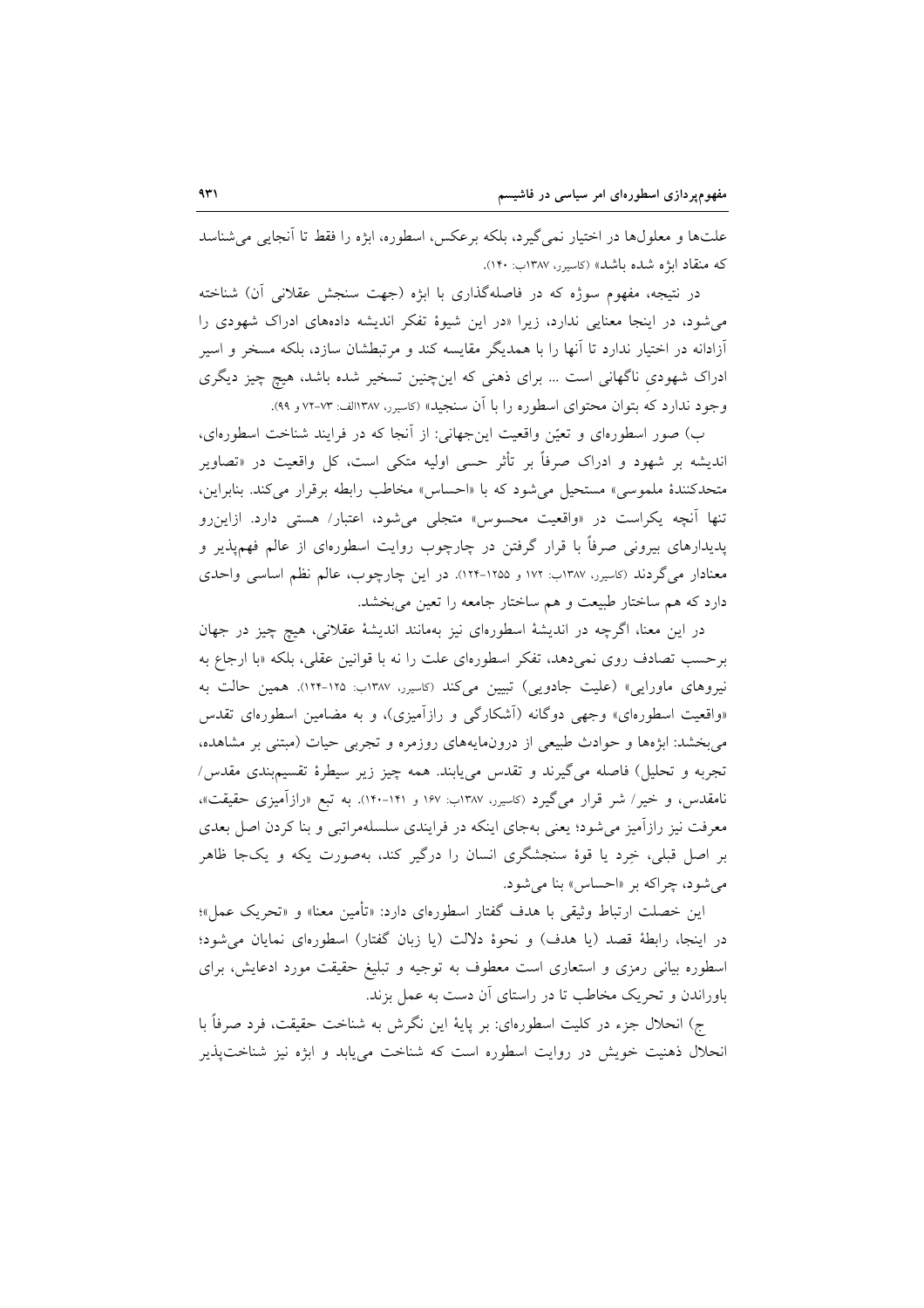علت‌ها و معلول‌ها در اختیار نمی‌گیرد، بلکه برعکس، اسطوره، ابژه را فقط تا آنجایی می‌شناسد که منقاد ابژه شده باشد» (کاسیرر، ۱۳۸۷ب: ۱۴۰).

در نتیجه، مفهوم سوژه که در فاصله‌گذاری با ابژه (جهت سنجش عقلانی آن) شناخته می‌شود، در اینجا معنایی ندارد، زیرا «در این شیوهٔ تفکر اندیشه داده‌های ادراک شهودی را آزادانه در اختیار ندارد تا آنها را با همدیگر مقایسه کند و مرتبطشان سازد، بلکه مسخر و اسیر ادراک شهودیِ ناگهانی است ... برای ذهنی که این‌چنین تسخیر شده باشد، هیچ چیز دیگری وجود ندارد که بتوان محتوای اسطوره را با آن سنجید» (کاسیرر، ۱۳۸۷الف: ۷۳-۷۲ و ۹۹).

ب) صور اسطوره‌ای و تعیّن واقعیت این‌جهانی: از آنجا که در فرایند شناخت اسطوره‌ای، اندیشه بر شهود و ادراک صرفاً بر تأثر حسی اولیه متکی است، کل واقعیت در «تصاویر متحدکنندهٔ ملموسی» مستحیل می‌شود که با «احساس» مخاطب رابطه برقرار می‌کند. بنابراین، تنها آنچه یکراست در «واقعیت محسوس» متجلی می‌شود، اعتبار/ هستی دارد. ازاین‌رو پدیدارهای بیرونی صرفاً با قرار گرفتن در چارچوب روایت اسطوره‌ای از عالم فهم‌پذیر و معنادار می‌گردند (کاسیرر، ۱۳۸۷ب: ۱۷۲ و ۱۲۵۵-۱۲۴). در این چارچوب، عالم نظم اساسی واحدی دارد که هم ساختار طبیعت و هم ساختار جامعه را تعین می‌بخشد.

در این معنا، اگرچه در اندیشهٔ اسطوره‌ای نیز به‌مانند اندیشهٔ عقلانی، هیچ چیز در جهان برحسب تصادف روی نمی‌دهد، تفکر اسطوره‌ای علت را نه با قوانین عقلی، بلکه «با ارجاع به نیروهای ماورایی» (علیت جادویی) تبیین می‌کند (کاسیرر، ۱۳۸۷ب: ۱۲۵-۱۲۴). همین حالت به «واقعیت اسطوره‌ای» وجهی دوگانه (آشکارگی و رازآمیزی)، و به مضامین اسطوره‌ای تقدس می‌بخشد: ابژه‌ها و حوادث طبیعی از درون‌مایه‌های روزمره و تجربی حیات (مبتنی بر مشاهده، تجربه و تحلیل) فاصله می‌گیرند و تقدس می‌یابند. همه چیز زیر سیطرهٔ تقسیم‌بندی مقدس/ نامقدس، و خیر/ شر قرار می‌گیرد (کاسیرر، ۱۳۸۷ب: ۱۶۷ و ۱۴۱-۱۴۰). به تبع «رازآمیزی حقیقت»، معرفت نیز رازآمیز می‌شود؛ یعنی به‌جای اینکه در فرایندی سلسله‌مراتبی و بنا کردن اصل بعدی بر اصل قبلی، خِرد یا قوهٔ سنجشگری انسان را درگیر کند، به‌صورت یکه و یک‌جا ظاهر می‌شود، چراکه بر «احساس» بنا می‌شود.

این خصلت ارتباط وثیقی با هدف گفتار اسطوره‌ای دارد: «تأمین معنا» و «تحریک عمل»؛ در اینجا، رابطهٔ قصد (یا هدف) و نحوهٔ دلالت (یا زبان گفتار) اسطوره‌ای نمایان می‌شود؛ اسطوره بیانی رمزی و استعاری است معطوف به توجیه و تبلیغ حقیقت مورد ادعایش، برای باوراندن و تحریک مخاطب تا در راستای آن دست به عمل بزند.

ج) انحلال جزء در کلیت اسطوره‌ای: بر پایهٔ این نگرش به شناخت حقیقت، فرد صرفاً با انحلال ذهنیت خویش در روایت اسطوره است که شناخت می‌یابد و ابژه نیز شناخت‌پذیر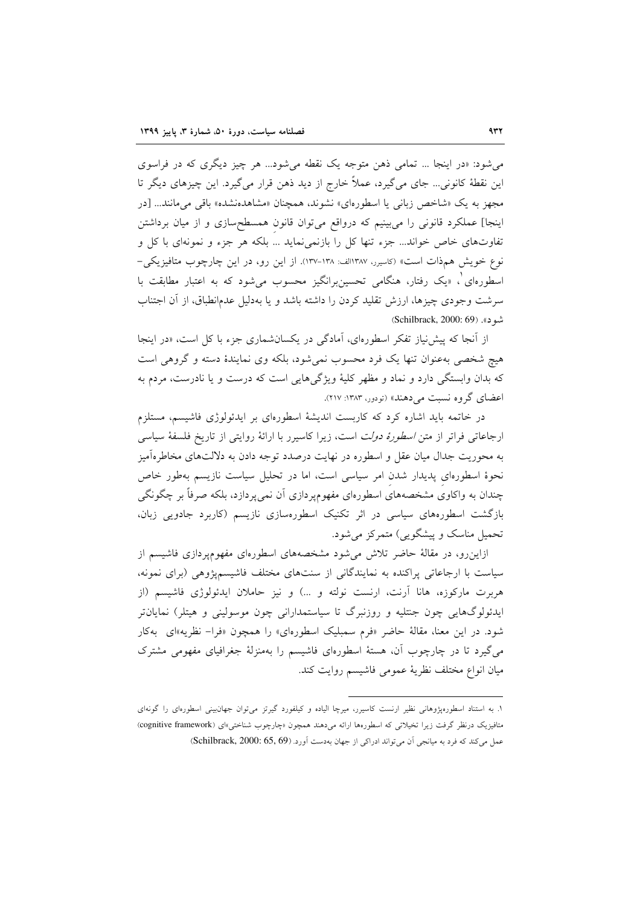می‌شود: «در اینجا ... تمامی ذهن متوجه یک نقطه می‌شود... هر چیز دیگری که در فراسوی این نقطهٔ کانونی... جای می‌گیرد، عملاً خارج از دید ذهن قرار می‌گیرد. این چیزهای دیگر تا مجهز به یک «شاخص زبانی یا اسطوره‌ای» نشوند، همچنان «مشاهده‌نشده» باقی می‌مانند... [در اینجا] عملکرد قانونی را می‌بینیم که درواقع می‌توان قانونِ همسطح‌سازی و از میان برداشتن تفاوت‌های خاص خواند... جزء تنها کل را بازنمی‌نماید ... بلکه هر جزء و نمونه‌ای با کل و نوع خویش هم‌ذات است» (کاسیرر، ۱۳۸۷الف: ۱۳۸–۱۳۷). از این رو، در این چارچوب متافیزیکی–اسطوره‌ای[1]، «یک رفتار، هنگامی تحسین‌برانگیز محسوب می‌شود که به اعتبار مطابقت با سرشت وجودی چیزها، ارزش تقلید کردن را داشته باشد و یا به‌دلیل عدم‌انطباق، از آن اجتناب شود». (Schilbrack, 2000: 69)

از آنجا که پیش‌نیاز تفکر اسطوره‌ای، آمادگی در یکسان‌شماری جزء با کل است، «در اینجا هیچ شخصی به‌عنوان تنها یک فرد محسوب نمی‌شود، بلکه وی نمایندهٔ دسته و گروهی است که بدان وابستگی دارد و نماد و مظهر کلیهٔ ویژگی‌هایی است که درست و یا نادرست، مردم به اعضای گروه نسبت می‌دهند» (تودور، ۱۳۸۳: ۲۱۷).

در خاتمه باید اشاره کرد که کاربست اندیشهٔ اسطوره‌ای بر ایدئولوژی فاشیسم، مستلزم ارجاعاتی فراتر از متن *اسطورهٔ دولت* است، زیرا کاسیرر با ارائهٔ روایتی از تاریخ فلسفهٔ سیاسی به محوریت جدال میان عقل و اسطوره در نهایت درصدد توجه دادن به دلالت‌های مخاطره‌آمیز نحوهٔ اسطوره‌ایِ پدیدار شدنِ امر سیاسی است، اما در تحلیل سیاست نازیسم به‌طور خاص چندان به واکاویِ مشخصه‌هایِ اسطوره‌ای مفهوم‌پردازی آن نمی‌پردازد، بلکه صرفاً بر چگونگی بازگشت اسطوره‌های سیاسی در اثر تکنیک اسطوره‌سازی نازیسم (کاربرد جادویی زبان، تحمیل مناسک و پیشگویی) متمرکز می‌شود.

ازاین‌رو، در مقالهٔ حاضر تلاش می‌شود مشخصه‌های اسطوره‌ای مفهوم‌پردازی فاشیسم از سیاست با ارجاعاتی پراکنده به نمایندگانی از سنت‌های مختلف فاشیسم‌پژوهی (برای نمونه، هربرت مارکوزه، هانا آرنت، ارنست نولته و ...) و نیز حاملان ایدئولوژی فاشیسم (از ایدئولوگ‌هایی چون جنتلیه و روزنبرگ تا سیاستمدارانی چون موسولینی و هیتلر) نمایان‌تر شود. در این معنا، مقالهٔ حاضر «فرم سمبلیک اسطوره‌ای» را همچون «فرا- نظریه»ای به‌کار می‌گیرد تا در چارچوب آن، هستهٔ اسطوره‌ای فاشیسم را به‌منزلهٔ جغرافیای مفهومی مشترک میان انواع مختلف نظریهٔ عمومی فاشیسم روایت کند.

---

۱. به استناد اسطوره‌پژوهانی نظیر ارنست کاسیرر، میرچا الیاده و کیلفورد گیرتز می‌توان جهان‌بینی اسطوره‌ای را گونه‌ای متافیزیک درنظر گرفت زیرا تخیلاتی که اسطوره‌ها ارائه می‌دهند همچون «چارچوب شناختی»ای (cognitive framework) عمل می‌کند که فرد به میانجی آن می‌تواند ادراکی از جهان به‌دست آورد. (Schilbrack, 2000: 65, 69)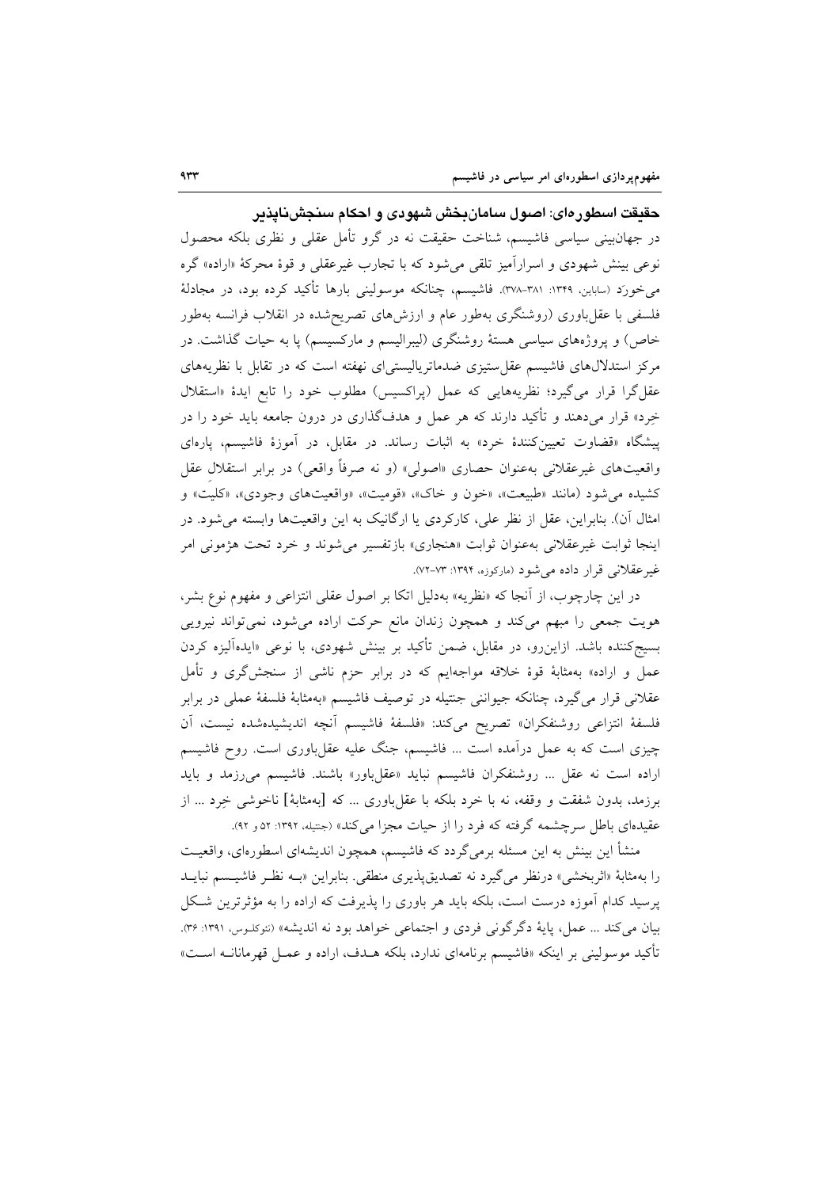## حقیقت اسطوره‌ای: اصول سامان‌بخش شهودی و احکام سنجش‌ناپذیر

در جهان‌بینی سیاسی فاشیسم، شناخت حقیقت نه در گرو تأمل عقلی و نظری بلکه محصول نوعی بینش شهودی و اسرارآمیز تلقی می‌شود که با تجارب غیرعقلی و قوهٔ محرکهٔ «اراده» گره می‌خورَد (سباین، ۱۳۴۹: ۳۸۱-۳۷۸). فاشیسم، چنانکه موسولینی بارها تأکید کرده بود، در مجادلهٔ فلسفی با عقل‌باوری (روشنگری به‌طور عام و ارزش‌های تصریح‌شده در انقلاب فرانسه به‌طور خاص) و پروژه‌های سیاسی هستهٔ روشنگری (لیبرالیسم و مارکسیسم) پا به حیات گذاشت. در مرکز استدلال‌های فاشیسم عقل‌ستیزی ضدماتریالیستی‌ای نهفته است که در تقابل با نظریه‌های عقل‌گرا قرار می‌گیرد؛ نظریه‌هایی که عمل (پراکسیس) مطلوب خود را تابع ایدهٔ «استقلال خِرد» قرار می‌دهند و تأکید دارند که هر عمل و هدف‌گذاری در درون جامعه باید خود را در پیشگاه «قضاوت تعیین‌کنندهٔ خرد» به اثبات رساند. در مقابل، در آموزهٔ فاشیسم، پاره‌ای واقعیت‌های غیرعقلانی به‌عنوان حصاری «اصولی» (و نه صرفاً واقعی) در برابر استقلالِ عقل کشیده می‌شود (مانند «طبیعت»، «خون و خاک»، «قومیت»، «واقعیت‌های وجودی»، «کلیت» و امثال آن). بنابراین، عقل از نظر علی، کارکردی یا ارگانیک به این واقعیت‌ها وابسته می‌شود. در اینجا ثوابت غیرعقلانی به‌عنوان ثوابت «هنجاری» بازتفسیر می‌شوند و خرد تحت هژمونی امر غیرعقلانی قرار داده می‌شود (مارکوزه، ۱۳۹۴: ۷۳-۷۲).

در این چارچوب، از آنجا که «نظریه» به‌دلیل اتکا بر اصول عقلی انتزاعی و مفهوم نوع بشر، هویت جمعی را مبهم می‌کند و همچون زندان مانع حرکت اراده می‌شود، نمی‌تواند نیرویی بسیج‌کننده باشد. ازاین‌رو، در مقابل، ضمن تأکید بر بینش شهودی، با نوعی «ایده‌آلیزه کردن عمل و اراده» به‌مثابهٔ قوهٔ خلاقه مواجه‌ایم که در برابر حزم ناشی از سنجش‌گری و تأمل عقلانی قرار می‌گیرد، چنانکه جیوانی جنتیله در توصیف فاشیسم «به‌مثابهٔ فلسفهٔ عملی در برابر فلسفهٔ انتزاعی روشنفکران» تصریح می‌کند: «فلسفهٔ فاشیسم آنچه اندیشیده‌شده نیست، آن چیزی است که به عمل درآمده است ... فاشیسم، جنگ علیه عقل‌باوری است. روح فاشیسم اراده است نه عقل ... روشنفکران فاشیسم نباید «عقل‌باور» باشند. فاشیسم می‌رزمد و باید برزمد، بدون شفقت و وقفه، نه با خرد بلکه با عقل‌باوری ... که [به‌مثابهٔ] ناخوشی خِرد ... از عقیده‌ای باطل سرچشمه گرفته که فرد را از حیات مجزا می‌کند» (جنتیله، ۱۳۹۲: ۵۲ و ۹۲).

منشأ این بینش به این مسئله برمی‌گردد که فاشیسم، همچون اندیشه‌ای اسطوره‌ای، واقعیت را به‌مثابهٔ «اثربخشی» درنظر می‌گیرد نه تصدیق‌پذیری منطقی. بنابراین «بـه نظـر فاشیسم نبایـد پرسید کدام آموزه درست است، بلکه باید هر باوری را پذیرفت که اراده را به مؤثرترین شکل بیان می‌کند ... عمل، پایهٔ دگرگونی فردی و اجتماعی خواهد بود نه اندیشه» (نئوکلئوس، ۱۳۹۱: ۳۶). تأکید موسولینی بر اینکه «فاشیسم برنامه‌ای ندارد، بلکه هـدف، اراده و عمـل قهرمانانـه اسـت»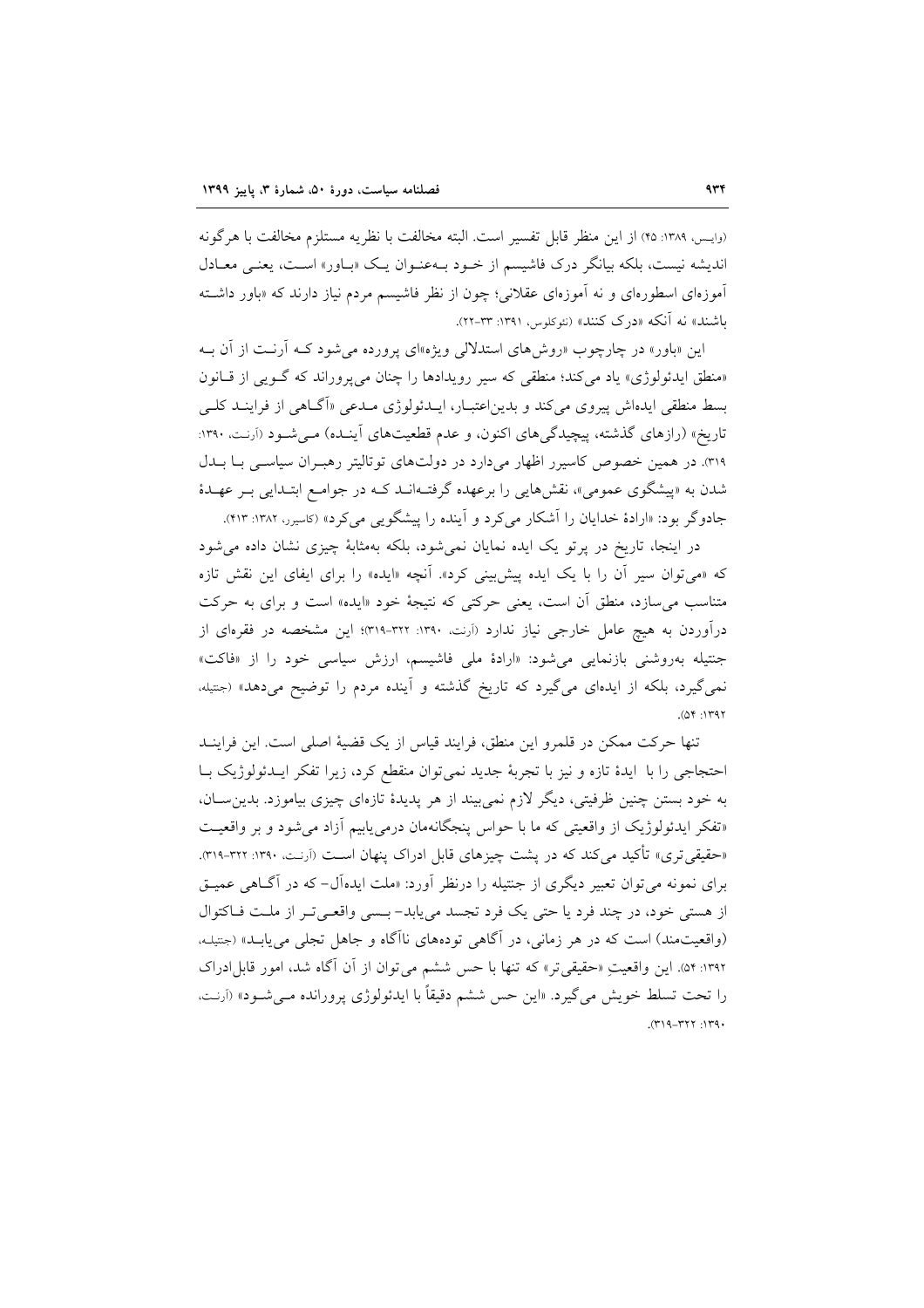(وایس، ۱۳۸۹: ۴۵) از این منظر قابل تفسیر است. البته مخالفت با نظریه مستلزم مخالفت با هرگونه اندیشه نیست، بلکه بیانگر درک فاشیسم از خـود بـه‌عنـوان یـک «بـاور» اسـت، یعنـی معـادل آموزه‌ای اسطوره‌ای و نه آموزه‌ای عقلانی؛ چون از نظر فاشیسم مردم نیاز دارند که «باور داشـته باشند» نه آنکه «درک کنند» (نئوکلوس، ۱۳۹۱: ۳۳-۲۲).

این «باور» در چارچوب «روش‌های استدلالی ویژه»ای پرورده می‌شود کـه آرنـت از آن بـه «منطق ایدئولوژی» یاد می‌کند؛ منطقی که سیر رویدادها را چنان می‌پروراند که گـویی از قـانون بسط منطقی ایده‌اش پیروی می‌کند و بدین‌اعتبـار، ایـدئولوژی مـدعی «آگـاهی از فراینـد کلـی تاریخ» (رازهای گذشته، پیچیدگی‌های اکنون، و عدم قطعیت‌های آینـده) مـی‌شـود (آرنـت، ۱۳۹۰: ۳۱۹). در همین خصوص کاسیرر اظهار می‌دارد در دولت‌های توتالیتر رهبـران سیاسـی بـا بـدل شدن به «پیشگوی عمومی»، نقش‌هایی را برعهده گرفتـه‌انـد کـه در جوامـع ابتـدایی بـر عهـدۀ جادوگر بود: «ارادۀ خدایان را آشکار می‌کرد و آینده را پیشگویی می‌کرد» (کاسیرر، ۱۳۸۲: ۴۱۳).

در اینجا، تاریخ در پرتو یک ایده نمایان نمی‌شود، بلکه به‌مثابۀ چیزی نشان داده می‌شود که «می‌توان سیر آن را با یک ایده پیش‌بینی کرد». آنچه «ایده» را برای ایفای این نقش تازه متناسب می‌سازد، منطق آن است، یعنی حرکتی که نتیجۀ خود «ایده» است و برای به حرکت درآوردن به هیچ عامل خارجی نیاز ندارد (آرنت، ۱۳۹۰: ۳۲۲-۳۱۹)؛ این مشخصه در فقره‌ای از جنتیله به‌روشنی بازنمایی می‌شود: «ارادۀ ملی فاشیسم، ارزش سیاسی خود را از «فاکت» نمی‌گیرد، بلکه از ایده‌ای می‌گیرد که تاریخ گذشته و آینده مردم را توضیح می‌دهد» (جنتیله، ۱۳۹۲: ۵۴).

تنها حرکت ممکن در قلمرو این منطق، فرایند قیاس از یک قضیۀ اصلی است. این فراینـد احتجاجی را با ایدۀ تازه و نیز با تجربۀ جدید نمی‌توان منقطع کرد، زیرا تفکر ایـدئولوژیک بـا به خود بستن چنین ظرفیتی، دیگر لازم نمی‌بیند از هر پدیدۀ تازه‌ای چیزی بیاموزد. بدین‌سـان، «تفکر ایدئولوژیک از واقعیتی که ما با حواس پنجگانه‌مان درمی‌یابیم آزاد می‌شود و بر واقعیـت «حقیقی‌تری» تأکید می‌کند که در پشت چیزهای قابل ادراک پنهان اسـت (آرنـت، ۱۳۹۰: ۳۲۲-۳۱۹). برای نمونه می‌توان تعبیر دیگری از جنتیله را درنظر آورد: «ملت ایده‌آل- که در آگـاهی عمیـق از هستی خود، در چند فرد یا حتی یک فرد تجسد می‌یابد- بـسی واقعـی‌تـر از ملـت فـاکتوال (واقعیت‌مند) است که در هر زمانی، در آگاهی توده‌های ناآگاه و جاهل تجلی می‌یابـد» (جنتیلـه، ۱۳۹۲: ۵۴). این واقعیتِ «حقیقی‌تر» که تنها با حس ششم می‌توان از آن آگاه شد، امور قابل‌ادراک را تحت تسلط خویش می‌گیرد. «این حس ششم دقیقاً با ایدئولوژی پرورانده مـی‌شـود» (آرنـت، ۱۳۹۰: ۳۲۲-۳۱۹).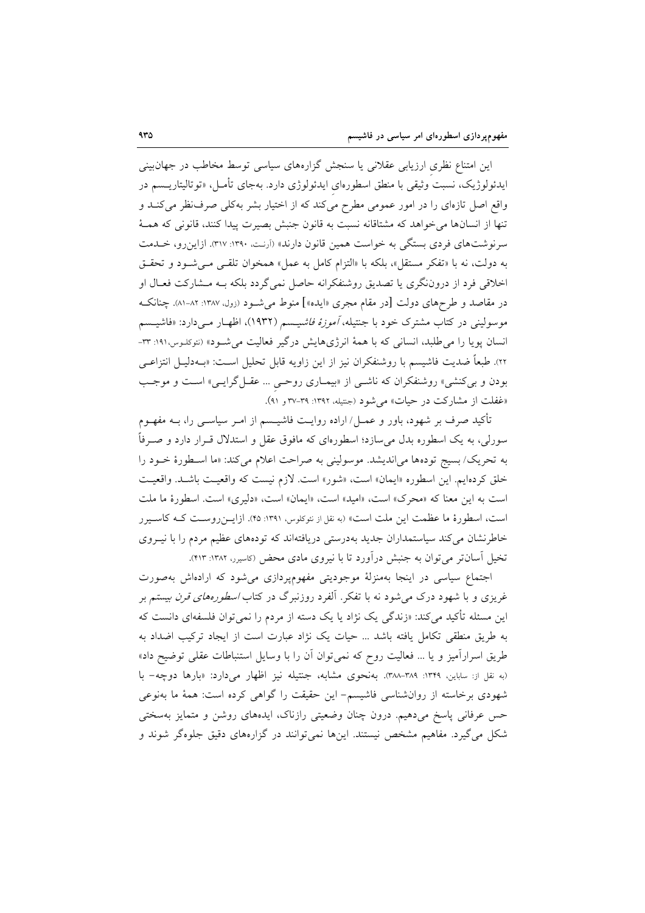این امتناع نظریِ ارزیابی عقلانی یا سنجش گزاره‌های سیاسی توسط مخاطب در جهان‌بینی ایدئولوژیک، نسبتِ وثیقی با منطق اسطوره‌ایِ ایدئولوژی دارد. به‌جای تأمل، «توتالیتاریسم در واقع اصل تازه‌ای را در امور عمومی مطرح می‌کند که از اختیار بشر به‌کلی صرف‌نظر می‌کند و تنها از انسان‌ها می‌خواهد که مشتاقانه نسبت به قانون جنبش بصیرت پیدا کنند، قانونی که همهٔ سرنوشت‌های فردی بستگی به خواست همین قانون دارند» (آرنت، ۱۳۹۰: ۳۱۷). ازاین‌رو، خدمت به دولت، نه با «تفکر مستقل»، بلکه با «التزام کامل به عمل» همخوان تلقی می‌شود و تحقق اخلاقی فرد از درون‌نگری یا تصدیق روشنفکرانه حاصل نمی‌گردد بلکه به مشارکت فعال او در مقاصد و طرح‌های دولت [در مقام مجری «ایده»] منوط می‌شود (زول، ۱۳۸۷: ۸۲-۸۱). چنانکه موسولینی در کتاب مشترک خود با جنتیله، *آموزهٔ فاشیسم* (۱۹۳۲)، اظهار می‌دارد: «فاشیسم انسان پویا را می‌طلبد، انسانی که با همهٔ انرژی‌هایش درگیر فعالیت می‌شود» (نئوکلوس،۱۹۱: ۳۳-۲۲). طبعاً ضدیت فاشیسم با روشنفکران نیز از این زاویه قابل تحلیل است: «به‌دلیل انتزاعی بودن و بی‌کنشی» روشنفکران که ناشی از «بیماری روحی ... عقل‌گرایی» است و موجب «غفلت از مشارکت در حیات» می‌شود (جنتیله، ۱۳۹۲: ۳۹-۳۷ و ۹۱).

تأکید صرف بر شهود، باور و عمل/ اراده روایت فاشیسم از امر سیاسی را، به مفهوم سورلی، به یک اسطوره بدل می‌سازد؛ اسطوره‌ای که مافوق عقل و استدلال قرار دارد و صرفاً به تحریک/ بسیج توده‌ها می‌اندیشد. موسولینی به صراحت اعلام می‌کند: «ما اسطورهٔ خود را خلق کرده‌ایم. این اسطوره «ایمان» است، «شور» است. لازم نیست که واقعیت باشد. واقعیت است به این معنا که «محرک» است، «امید» است، «ایمان» است، «دلیری» است. اسطورهٔ ما ملت است، اسطورهٔ ما عظمت این ملت است» (به نقل از نئوکلوس، ۱۳۹۱: ۴۵). ازاین‌روست که کاسیرر خاطرنشان می‌کند سیاستمداران جدید به‌درستی دریافته‌اند که توده‌های عظیم مردم را با نیروی تخیل آسان‌تر می‌توان به جنبش درآورد تا با نیروی مادی محض (کاسیرر، ۱۳۸۲: ۴۱۳).

اجتماع سیاسی در اینجا به‌منزلهٔ موجودیتی مفهوم‌پردازی می‌شود که اراده‌اش به‌صورت غریزی و با شهود درک می‌شود نه با تفکر. آلفرد روزنبرگ در کتاب *اسطوره‌های قرن بیستم* بر این مسئله تأکید می‌کند: «زندگی یک نژاد یا یک دسته از مردم را نمی‌توان فلسفه‌ای دانست که به طریق منطقی تکامل یافته باشد ... حیات یک نژاد عبارت است از ایجاد ترکیب اضداد به طریق اسرارآمیز و یا ... فعالیت روح که نمی‌توان آن را با وسایل استنباطات عقلی توضیح داد» (به نقل از: ساباین، ۱۳۴۹: ۳۸۹-۳۸۸). به‌نحوی مشابه، جنتیله نیز اظهار می‌دارد: «بارها دوچه- با شهودی برخاسته از روان‌شناسی فاشیسم- این حقیقت را گواهی کرده است: همهٔ ما به‌نوعی حس عرفانی پاسخ می‌دهیم. درون چنان وضعیتی رازناک، ایده‌های روشن و متمایز به‌سختی شکل می‌گیرد. مفاهیم مشخص نیستند. این‌ها نمی‌توانند در گزاره‌های دقیق جلوه‌گر شوند و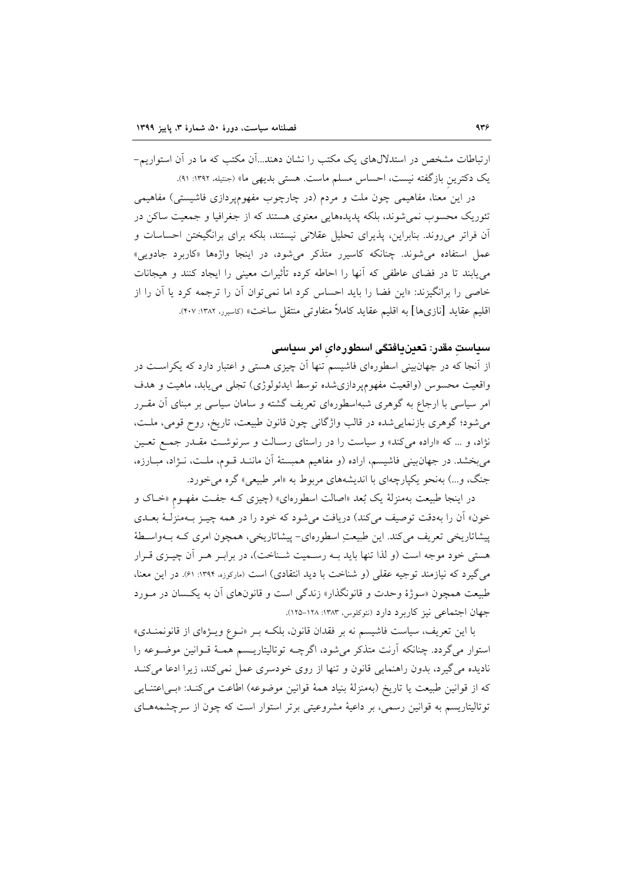ارتباطات مشخص در استدلال‌های یک مکتب را نشان دهند...آن مکتب که ما در آن استواریم– یک دکترینِ بازگفته نیست، احساس مسلم ماست. هستی بدیهی ما» (جنتیله، ۱۳۹۲: ۹۱).

در این معنا، مفاهیمی چون ملت و مردم (در چارچوب مفهوم‌پردازی فاشیستی) مفاهیمی تئوریک محسوب نمی‌شوند، بلکه پدیده‌هایی معنوی هستند که از جغرافیا و جمعیت ساکن در آن فراتر می‌روند. بنابراین، پذیرای تحلیل عقلانی نیستند، بلکه برای برانگیختن احساسات و عمل استفاده می‌شوند. چنانکه کاسیرر متذکر می‌شود، در اینجا واژه‌ها «کاربرد جادویی» می‌یابند تا در فضای عاطفی که آنها را احاطه کرده تأثیرات معینی را ایجاد کنند و هیجانات خاصی را برانگیزند: «این فضا را باید احساس کرد اما نمی‌توان آن را ترجمه کرد یا آن را از اقلیم عقاید [نازی‌ها] به اقلیم عقاید کاملاً متفاوتی منتقل ساخت» (کاسیرر، ۱۳۸۲: ۴۰۷).

## سیاستِ مقدر: تعین‌یافتگی اسطوره‌ایِ امر سیاسی

از آنجا که در جهان‌بینی اسطوره‌ای فاشیسم تنها آن چیزی هستی و اعتبار دارد که یکراست در واقعیت محسوس (واقعیت مفهوم‌پردازی‌شده توسط ایدئولوژی) تجلی می‌یابد، ماهیت و هدف امر سیاسی با ارجاع به گوهری شبه‌اسطوره‌ای تعریف گشته و سامان سیاسی بر مبنای آن مقرر می‌شود؛ گوهری بازنمایی‌شده در قالب واژگانی چون قانون طبیعت، تاریخ، روح قومی، ملت، نژاد، و ... که «اراده می‌کند» و سیاست را در راستای رسالت و سرنوشت مقدر جمع تعین می‌بخشد. در جهان‌بینی فاشیسم، اراده (و مفاهیم همبستهٔ آن مانند قوم، ملت، نژاد، مبارزه، جنگ، و...) به‌نحو یکپارچه‌ای با اندیشه‌های مربوط به «امر طبیعی» گره می‌خورد.

در اینجا طبیعت به‌منزلهٔ یک بُعد «اصالت اسطوره‌ای» (چیزی که جفت مفهومِ «خاک و خون» آن را به‌دقت توصیف می‌کند) دریافت می‌شود که خود را در همه چیز به‌منزلهٔ بعدی پیشاتاریخی تعریف می‌کند. این طبیعتِ اسطوره‌ای– پیشاتاریخی، همچون امری که به‌واسطهٔ هستی خود موجه است (و لذا تنها باید به رسمیت شناخت)، در برابر هر آن چیزی قرار می‌گیرد که نیازمند توجیه عقلی (و شناخت با دید انتقادی) است (مارکوزه، ۱۳۹۴: ۶۱). در این معنا، طبیعت همچون «سوژهٔ وحدت و قانونگذار» زندگی است و قانون‌های آن به یکسان در مورد جهان اجتماعی نیز کاربرد دارد (نئوکلوس، ۱۳۸۳: ۱۲۸–۱۲۵).

با این تعریف، سیاست فاشیسم نه بر فقدان قانون، بلکه بر «نوع ویژه‌ای از قانونمندی» استوار می‌گردد. چنانکه آرنت متذکر می‌شود، اگرچه توتالیتاریسم همهٔ قوانین موضوعه را نادیده می‌گیرد، بدون راهنمایی قانون و تنها از روی خودسری عمل نمی‌کند، زیرا ادعا می‌کند که از قوانین طبیعت یا تاریخ (به‌منزلهٔ بنیاد همهٔ قوانین موضوعه) اطاعت می‌کند: «بی‌اعتنایی توتالیتاریسم به قوانین رسمی، بر داعیهٔ مشروعیتی برتر استوار است که چون از سرچشمه‌های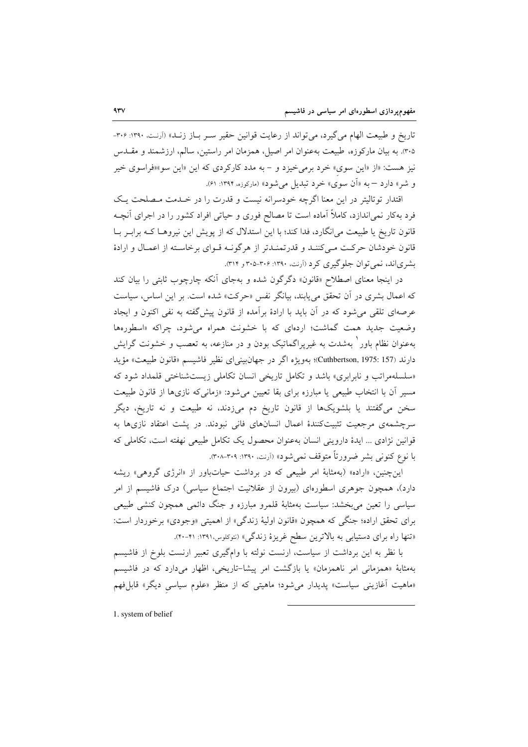تاریخ و طبیعت الهام می‌گیرد، می‌تواند از رعایت قوانین حقیر سـر بـاز زنـد» (آرنت، ۱۳۹۰: ۳۰۶-۳۰۵). به بیان مارکوزه، طبیعت به‌عنوان امر اصیل، همزمان امر راستین، سالم، ارزشمند و مقـدس نیز هست: «از «این سوی» خرد برمی‌خیزد و - به مدد کارکردی که این «این سو»«فراسوی خیر و شر» دارد – به «آن سوی» خرد تبدیل می‌شود» (مارکوزه، ۱۳۹۴: ۶۱).

اقتدار توتالیتر در این معنا اگرچه خودسرانه نیست و قدرت را در خـدمت مـصلحت یـک فرد به‌کار نمی‌اندازد، کاملاً آماده است تا مصالح فوری و حیاتی افراد کشور را در اجرای آنچـه قانون تاریخ یا طبیعت می‌انگارد، فدا کند؛ با این استدلال که از پویش این نیروهـا کـه برابـر بـا قانون خودشان حرکـت مـی‌کننـد و قدرتمنـدتر از هرگونـه قـوای برخاسـته از اعمـال و ارادۀ بشری‌اند، نمی‌توان جلوگیری کرد (آرنت، ۱۳۹۰: ۳۰۶-۳۰۵ و ۳۱۴).

در اینجا معنای اصطلاح «قانون» دگرگون شده و به‌جای آنکه چارچوب ثابتی را بیان کند که اعمال بشری در آن تحقق می‌یابند، بیانگر نفس «حرکت» شده است. بر این اساس، سیاست عرصه‌ای تلقی می‌شود که در آن باید با ارادۀ برآمده از قانون پیش‌گفته به نفی اکنون و ایجاد وضعیت جدید همت گماشت؛ اراده‌ای که با خشونت همراه می‌شود، چراکه «اسطوره‌ها به‌عنوان نظام باور[1] به‌شدت به غیرپراگماتیک بودن و در منازعه، به تعصب و خشونت گرایش دارند (Cuthbertson, 1975: 157)؛ به‌ویژه اگر در جهان‌بینی‌ای نظیر فاشیسم «قانون طبیعت» مؤید «سلسله‌مراتب و نابرابری» باشد و تکامل تاریخی انسان تکاملی زیست‌شناختی قلمداد شود که مسیر آن با انتخاب طبیعی یا مبارزه برای بقا تعیین می‌شود: «زمانی‌که نازی‌ها از قانون طبیعت سخن می‌گفتند یا بلشویک‌ها از قانون تاریخ دم می‌زدند، نه طبیعت و نه تاریخ، دیگر سرچشمه‌ی مرجعیت تثبیت‌کنندۀ اعمال انسان‌های فانی نبودند. در پشت اعتقاد نازی‌ها به قوانین نژادی ... ایدۀ داروینی انسان به‌عنوان محصول یک تکامل طبیعی نهفته است، تکاملی که با نوع کنونی بشر ضرورتاً متوقف نمی‌شود» (آرنت، ۱۳۹۰: ۳۰۹-۳۰۸).

این‌چنین، «اراده» (به‌مثابۀ امر طبیعی که در برداشت حیات‌باور از «انرژی گروهی» ریشه دارد)، همچون جوهری اسطوره‌ای (بیرون از عقلانیت اجتماع سیاسی) درک فاشیسم از امر سیاسی را تعین می‌بخشد: سیاست به‌مثابۀ قلمرو مبارزه و جنگ دائمی همچون کنشی طبیعی برای تحقق اراده؛ جنگی که همچون «قانون اولیۀ زندگی» از اهمیتی «وجودی» برخوردار است: «تنها راه برای دستیابی به بالاترین سطح غریزۀ زندگی» (نئوکلوس،۱۳۹۱: ۴۱-۴۰).

با نظر به این برداشت از سیاست، ارنست نولته با وام‌گیری تعبیر ارنست بلوخ از فاشیسم به‌مثابۀ «همزمانی امر ناهمزمان» یا بازگشت امر پیشا-تاریخی، اظهار می‌دارد که در فاشیسم «ماهیت آغازینی سیاست» پدیدار می‌شود؛ ماهیتی که از منظر «علوم سیاسیِ دیگر» قابل‌فهم

---

1. system of belief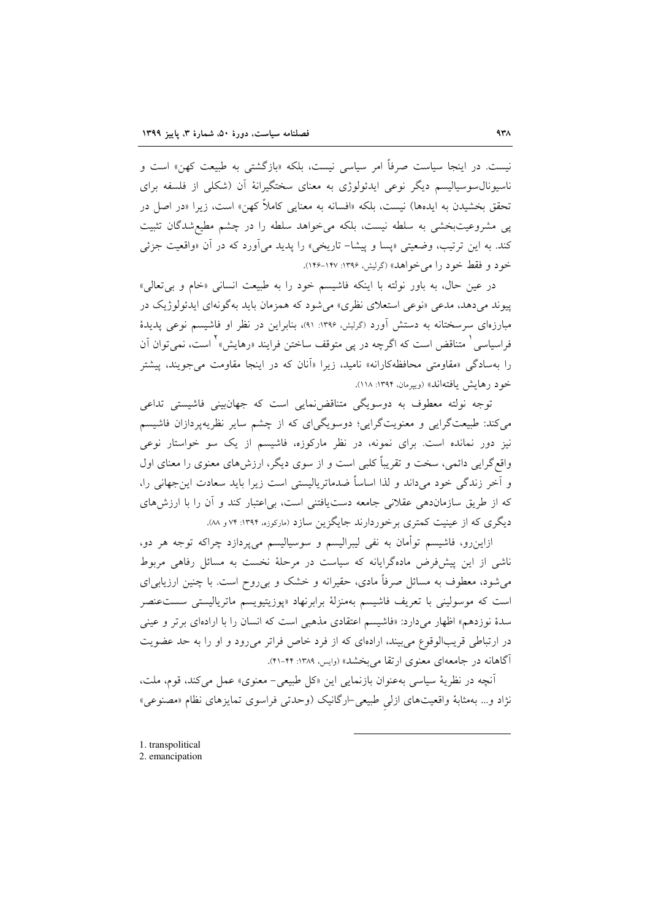نیست. در اینجا سیاست صرفاً امر سیاسی نیست، بلکه «بازگشتی به طبیعت کهن» است و ناسیونال‌سوسیالیسم دیگر نوعی ایدئولوژی به معنای سختگیرانهٔ آن (شکلی از فلسفه برای تحقق بخشیدن به ایده‌ها) نیست، بلکه «افسانه به معنایی کاملاً کهن» است، زیرا «در اصل در پی مشروعیت‌بخشی به سلطه نیست، بلکه می‌خواهد سلطه را در چشم مطیع‌شدگان تثبیت کند. به این ترتیب، وضعیتی «پسا و پیشا- تاریخی» را پدید می‌آورد که در آن «واقعیت جزئی خود و فقط خود را می‌خواهد» (گرلیش، ۱۳۹۶: ۱۴۷-۱۴۶).

در عین حال، به باور نولته با اینکه فاشیسم خود را به طبیعت انسانی «خام و بی‌تعالی» پیوند می‌دهد، مدعی «نوعی استعلای نظری» می‌شود که همزمان باید به‌گونه‌ای ایدئولوژیک در مبارزه‌ای سرسختانه به دستش آورد (گرلیش، ۱۳۹۶: ۹۱)، بنابراین در نظر او فاشیسم نوعی پدیدهٔ فراسیاسی[1] متناقض است که اگرچه در پی متوقف ساختن فرایند «رهایش»[2] است، نمی‌توان آن را به‌سادگی «مقاومتی محافظه‌کارانه» نامید، زیرا «آنان که در اینجا مقاومت می‌جویند، پیشتر خود رهایش یافته‌اند» (ویپرمان، ۱۳۹۴: ۱۱۸).

توجه نولته معطوف به دوسویگی متناقض‌نمایی است که جهان‌بینی فاشیستی تداعی می‌کند: طبیعت‌گرایی و معنویت‌گرایی؛ دوسویگی‌ای که از چشم سایر نظریه‌پردازان فاشیسم نیز دور نمانده است. برای نمونه، در نظر مارکوزه، فاشیسم از یک سو خواستار نوعی واقع‌گرایی دائمی، سخت و تقریباً کلبی است و از سوی دیگر، ارزش‌های معنوی را معنای اول و آخر زندگی خود می‌داند و لذا اساساً ضدماتریالیستی است زیرا باید سعادت این‌جهانی را، که از طریق سازماندهی عقلانی جامعه دست‌یافتنی است، بی‌اعتبار کند و آن را با ارزش‌های دیگری که از عینیت کمتری برخوردارند جایگزین سازد (مارکوزه، ۱۳۹۴: ۷۴ و ۸۸).

ازاین‌رو، فاشیسم توأمان به نفی لیبرالیسم و سوسیالیسم می‌پردازد چراکه توجه هر دو، ناشی از این پیش‌فرض ماده‌گرایانه که سیاست در مرحلهٔ نخست به مسائل رفاهی مربوط می‌شود، معطوف به مسائل صرفاً مادی، حقیرانه و خشک و بی‌روح است. با چنین ارزیابی‌ای است که موسولینی با تعریف فاشیسم به‌منزلهٔ برابرنهاد «پوزیتیویسم ماتریالیستی سست‌عنصر سدهٔ نوزدهم» اظهار می‌دارد: «فاشیسم اعتقادی مذهبی است که انسان را با اراده‌ای برتر و عینی در ارتباطی قریب‌الوقوع می‌بیند، اراده‌ای که از فرد خاص فراتر می‌رود و او را به حد عضویت آگاهانه در جامعه‌ای معنوی ارتقا می‌بخشد» (وایس، ۱۳۸۹: ۴۴-۴۱).

آنچه در نظریهٔ سیاسی به‌عنوان بازنمایی این «کل طبیعی- معنوی» عمل می‌کند، قوم، ملت، نژاد و... به‌مثابهٔ واقعیت‌های ازلیِ طبیعی-ارگانیک (وحدتی فراسوی تمایزهای نظام «مصنوعی»

---

1. transpolitical
2. emancipation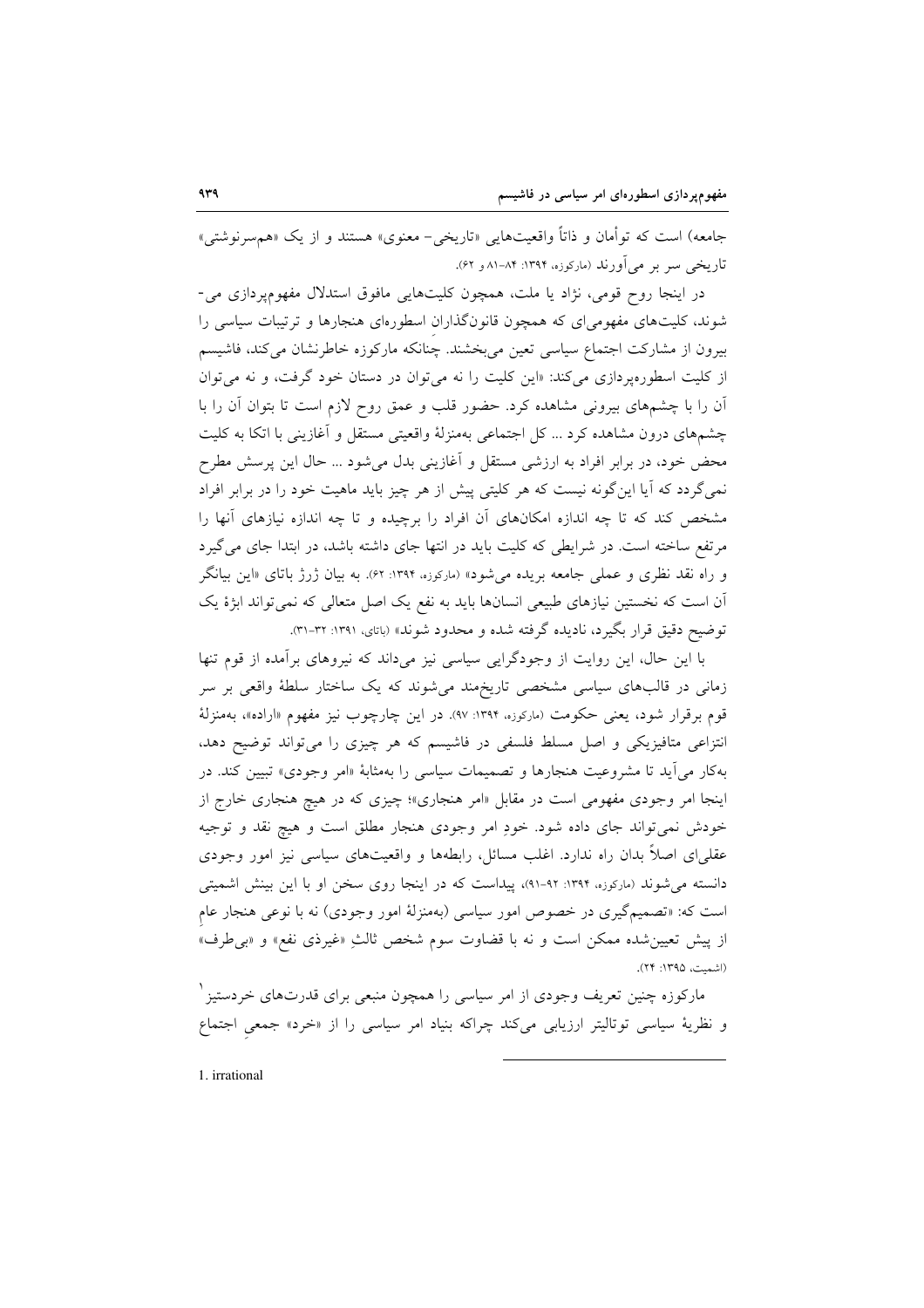جامعه) است که توأمان و ذاتاً واقعیت‌هایی «تاریخی- معنوی» هستند و از یک «هم‌سرنوشتی» تاریخی سر بر می‌آورند (مارکوزه، ۱۳۹۴: ۸۴-۸۱ و ۶۲).

در اینجا روح قومی، نژاد یا ملت، همچون کلیت‌هایی مافوق استدلال مفهوم‌پردازی می‌شوند، کلیت‌های مفهومی‌ای که همچون قانون‌گذارانِ اسطوره‌ای هنجارها و ترتیبات سیاسی را بیرون از مشارکت اجتماع سیاسی تعین می‌بخشند. چنانکه مارکوزه خاطرنشان می‌کند، فاشیسم از کلیت اسطوره‌پردازی می‌کند: «این کلیت را نه می‌توان در دستان خود گرفت، و نه می‌توان آن را با چشم‌های بیرونی مشاهده کرد. حضور قلب و عمق روح لازم است تا بتوان آن را با چشم‌های درون مشاهده کرد ... کل اجتماعی به‌منزلهٔ واقعیتی مستقل و آغازینی با اتکا به کلیت محض خود، در برابر افراد به ارزشی مستقل و آغازینی بدل می‌شود ... حال این پرسش مطرح نمی‌گردد که آیا این‌گونه نیست که هر کلیتی پیش از هر چیز باید ماهیت خود را در برابر افراد مشخص کند که تا چه اندازه امکان‌های آن افراد را برچیده و تا چه اندازه نیازهای آنها را مرتفع ساخته است. در شرایطی که کلیت باید در انتها جای داشته باشد، در ابتدا جای می‌گیرد و راه نقد نظری و عملی جامعه بریده می‌شود» (مارکوزه، ۱۳۹۴: ۶۲). به بیان ژرژ باتای «این بیانگر آن است که نخستین نیازهای طبیعی انسان‌ها باید به نفع یک اصل متعالی که نمی‌تواند ابژهٔ یک توضیح دقیق قرار بگیرد، نادیده گرفته شده و محدود شوند» (باتای، ۱۳۹۱: ۳۲-۳۱).

با این حال، این روایت از وجودگرایی سیاسی نیز می‌داند که نیروهای برآمده از قوم تنها زمانی در قالب‌های سیاسی مشخصی تاریخ‌مند می‌شوند که یک ساختار سلطهٔ واقعی بر سر قوم برقرار شود، یعنی حکومت (مارکوزه، ۱۳۹۴: ۹۷). در این چارچوب نیز مفهوم «اراده»، به‌منزلهٔ انتزاعی متافیزیکی و اصل مسلط فلسفی در فاشیسم که هر چیزی را می‌تواند توضیح دهد، به‌کار می‌آید تا مشروعیت هنجارها و تصمیمات سیاسی را به‌مثابهٔ «امر وجودی» تبیین کند. در اینجا امر وجودی مفهومی است در مقابل «امر هنجاری»؛ چیزی که در هیچ هنجاری خارج از خودش نمی‌تواند جای داده شود. خودِ امر وجودی هنجار مطلق است و هیچ نقد و توجیه عقلی‌ای اصلاً بدان راه ندارد. اغلب مسائل، رابطه‌ها و واقعیت‌های سیاسی نیز امور وجودی دانسته می‌شوند (مارکوزه، ۱۳۹۴: ۹۲-۹۱)، پیداست که در اینجا روی سخن او با این بینش اشمیتی است که: «تصمیم‌گیری در خصوص امور سیاسی (به‌منزلهٔ امور وجودی) نه با نوعی هنجار عامِ از پیش تعیین‌شده ممکن است و نه با قضاوت سوم شخص ثالثِ «غیرذی نفع» و «بی‌طرف» (اشمیت، ۱۳۹۵: ۲۴).

مارکوزه چنین تعریف وجودی از امر سیاسی را همچون منبعی برای قدرت‌های خردستیز[1] و نظریهٔ سیاسی توتالیتر ارزیابی می‌کند چراکه بنیاد امر سیاسی را از «خرد» جمعیِ اجتماع

---

1. irrational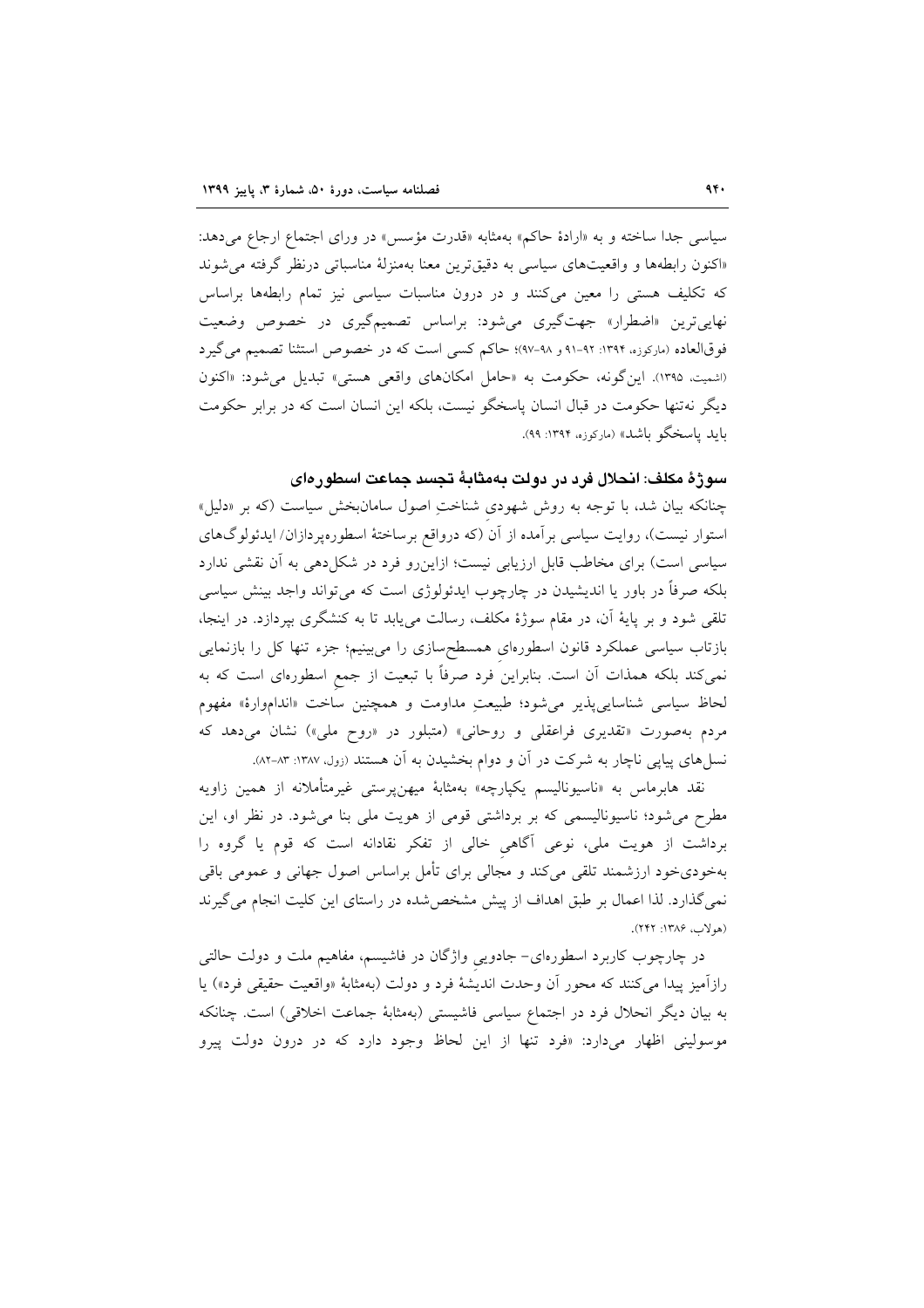سیاسی جدا ساخته و به «ارادهٔ حاکم» به‌مثابه «قدرت مؤسس» در ورای اجتماع ارجاع می‌دهد: «اکنون رابطه‌ها و واقعیت‌های سیاسی به دقیق‌ترین معنا به‌منزلهٔ مناسباتی درنظر گرفته می‌شوند که تکلیف هستی را معین می‌کنند و در درون مناسبات سیاسی نیز تمام رابطه‌ها براساس نهایی‌ترین «اضطرار» جهت‌گیری می‌شود: براساس تصمیم‌گیری در خصوص وضعیت فوق‌العاده (مارکوزه، ۱۳۹۴: ۹۲-۹۱ و ۹۸-۹۷)؛ حاکم کسی است که در خصوص استثنا تصمیم می‌گیرد (اشمیت، ۱۳۹۵). این‌گونه، حکومت به «حامل امکان‌های واقعی هستی» تبدیل می‌شود: «اکنون دیگر نه‌تنها حکومت در قبال انسان پاسخگو نیست، بلکه این انسان است که در برابر حکومت باید پاسخگو باشد» (مارکوزه، ۱۳۹۴: ۹۹).

### سوژهٔ مکلف: انحلال فرد در دولت به‌مثابهٔ تجسد جماعت اسطوره‌ای

چنانکه بیان شد، با توجه به روش شهودی شناختِ اصول سامان‌بخش سیاست (که بر «دلیل» استوار نیست)، روایت سیاسی برآمده از آن (که درواقع برساختهٔ اسطوره‌پردازان/ ایدئولوگ‌های سیاسی است) برای مخاطب قابل ارزیابی نیست؛ ازاین‌رو فرد در شکل‌دهی به آن نقشی ندارد بلکه صرفاً در باور یا اندیشیدن در چارچوب ایدئولوژی است که می‌تواند واجد بینش سیاسی تلقی شود و بر پایهٔ آن، در مقام سوژهٔ مکلف، رسالت می‌یابد تا به کنشگری بپردازد. در اینجا، بازتاب سیاسی عملکرد قانون اسطوره‌ایِ هم‌سطح‌سازی را می‌بینیم؛ جزء تنها کل را بازنمایی نمی‌کند بلکه همذات آن است. بنابراین فردِ صرفاً با تبعیت از جمعِ اسطوره‌ای است که به لحاظ سیاسی شناسایی‌پذیر می‌شود؛ طبیعتِ مداومت و همچنین ساخت «اندام‌وارهٔ» مفهوم مردم به‌صورت «تقدیری فراعقلی و روحانی» (متبلور در «روح ملی») نشان می‌دهد که نسل‌های پیاپی ناچار به شرکت در آن و دوام بخشیدن به آن هستند (زول، ۱۳۸۷: ۸۳-۸۲).

نقد هابرماس به «ناسیونالیسم یکپارچه» به‌مثابهٔ میهن‌پرستی غیرمتأملانه از همین زاویه مطرح می‌شود؛ ناسیونالیسمی که بر برداشتی قومی از هویت ملی بنا می‌شود. در نظر او، این برداشت از هویت ملی، نوعی آگاهیِ خالی از تفکر نقادانه است که قوم یا گروه را به‌خودی‌خود ارزشمند تلقی می‌کند و مجالی برای تأمل براساس اصول جهانی و عمومی باقی نمی‌گذارد. لذا اعمال بر طبق اهداف از پیش مشخص‌شده در راستای این کلیت انجام می‌گیرند (هولاب، ۱۳۸۶: ۲۴۲).

در چارچوب کاربرد اسطوره‌ای- جادوییِ واژگان در فاشیسم، مفاهیم ملت و دولت حالتی رازآمیز پیدا می‌کنند که محور آن وحدت اندیشهٔ فرد و دولت (به‌مثابهٔ «واقعیت حقیقی فرد») یا به بیان دیگر انحلال فرد در اجتماع سیاسی فاشیستی (به‌مثابهٔ جماعت اخلاقی) است. چنانکه موسولینی اظهار می‌دارد: «فرد تنها از این لحاظ وجود دارد که در درون دولت پیرو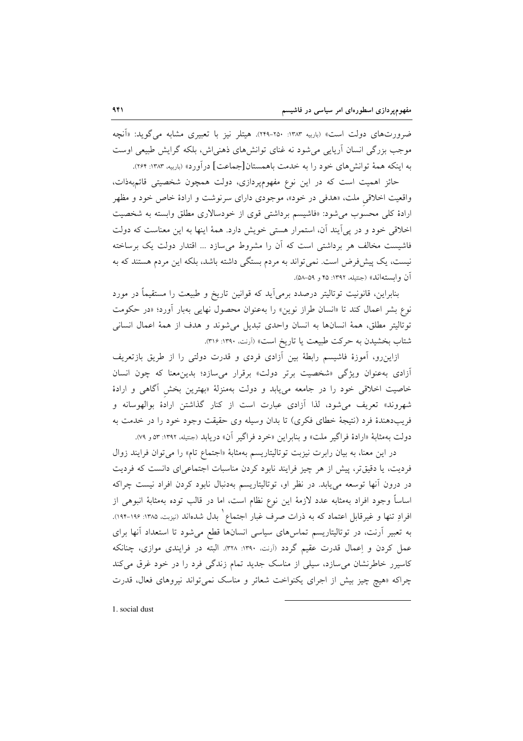ضرورت‌های دولت است» (باربیه ۱۳۸۳: ۲۵۰-۲۴۹). هیتلر نیز با تعبیری مشابه می‌گوید: «آنچه موجب بزرگی انسان آریایی می‌شود نه غنای توانش‌های ذهنی‌اش، بلکه گرایش طبیعی اوست به اینکه همهٔ توانش‌های خود را به خدمت باهمستان[جماعت] درآورد» (باربیه، ۱۳۸۳: ۲۶۴).

حائز اهمیت است که در این نوع مفهوم‌پردازی، دولت همچون شخصیتی قائم‌بذات، واقعیت اخلاقیِ ملت، «هدفی در خود»، موجودی دارای سرنوشت و ارادهٔ خاص خود و مظهر ارادهٔ کلی محسوب می‌شود: «فاشیسم برداشتی قوی از خودسالاری مطلق وابسته به شخصیت اخلاقی خود و در پی‌آیند آن، استمرار هستی خویش دارد. همهٔ اینها به این معناست که دولت فاشیست مخالف هر برداشتی است که آن را مشروط می‌سازد ... اقتدار دولت یک برساخته نیست، یک پیش‌فرض است. نمی‌تواند به مردم بستگی داشته باشد، بلکه این مردم هستند که به آن وابسته‌اند» (جنتیله، ۱۳۹۲: ۴۵ و ۵۹-۵۸).

بنابراین، قانونیت توتالیتر درصدد برمی‌آید که قوانین تاریخ و طبیعت را مستقیماً در مورد نوع بشر اعمال کند تا «انسان طراز نوین» را به‌عنوان محصول نهایی به‌بار آورد؛ «در حکومت توتالیتر مطلق، همهٔ انسان‌ها به انسان واحدی تبدیل می‌شوند و هدف از همهٔ اعمال انسانی شتاب بخشیدن به حرکت طبیعت یا تاریخ است» (آرنت، ۱۳۹۰: ۳۱۶).

ازاین‌رو، آموزهٔ فاشیسم رابطهٔ بین آزادی فردی و قدرت دولتی را از طریق بازتعریف آزادی به‌عنوان ویژگی «شخصیت برتر دولت» برقرار می‌سازد؛ بدین‌معنا که چون انسان خاصیت اخلاقی خود را در جامعه می‌یابد و دولت به‌منزلهٔ «بهترین بخشِ آگاهی و ارادهٔ شهروند» تعریف می‌شود، لذا آزادی عبارت است از کنار گذاشتن ارادهٔ بوالهوسانه و فریب‌دهندهٔ فرد (نتیجهٔ خطای فکری) تا بدان وسیله وی حقیقت وجود خود را در خدمت به دولت به‌مثابهٔ «ارادهٔ فراگیر ملت» و بنابراین «خرد فراگیر آن» دریابد (جنتیله، ۱۳۹۲: ۵۳ و ۷۹).

در این معنا، به بیان رابرت نیزبت توتالیتاریسم به‌مثابهٔ «اجتماع تام» را می‌توان فرایند زوال فردیت، یا دقیق‌تر، پیش از هر چیز فرایند نابود کردن مناسبات اجتماعی‌ای دانست که فردیت در درون آنها توسعه می‌یابد. در نظر او، توتالیتاریسم به‌دنبال نابود کردن افراد نیست چراکه اساساً وجود افراد به‌مثابه عدد لازمهٔ این نوع نظام است، اما در قالب توده به‌مثابهٔ انبوهی از افرادِ تنها و غیرقابل اعتماد که به ذرات صرف غبار اجتماع[1] بدل شده‌اند (نیزبت، ۱۳۸۵: ۱۹۶-۱۹۴). به تعبیر آرنت، در توتالیتاریسم تماس‌های سیاسی انسان‌ها قطع می‌شود تا استعداد آنها برای عمل کردن و اِعمال قدرت عقیم گردد (آرنت، ۱۳۹۰: ۳۲۸). البته در فرایندی موازی، چنانکه کاسیرر خاطرنشان می‌سازد، سیلی از مناسک جدید تمام زندگی فرد را در خود غرق می‌کند چراکه «هیچ چیز بیش از اجرای یکنواخت شعائر و مناسک نمی‌تواند نیروهای فعال، قدرت

---

1. social dust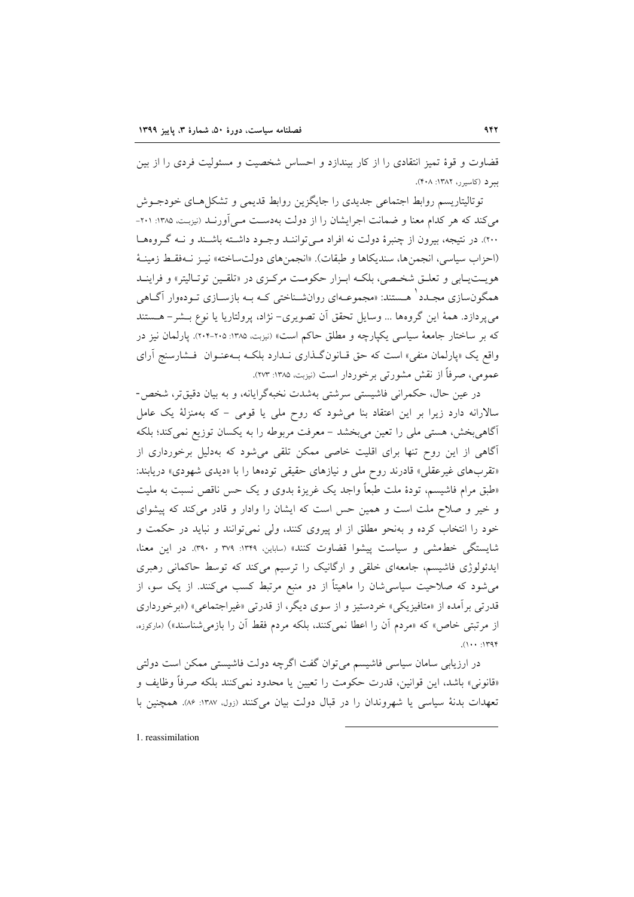قضاوت و قوهٔ تمیز انتقادی را از کار بیندازد و احساس شخصیت و مسئولیت فردی را از بین ببرد (کاسیرر، ۱۳۸۲: ۴۰۸).

توتالیتاریسم روابط اجتماعی جدیدی را جایگزین روابط قدیمی و تشکل‌های خودجوش می‌کند که هر کدام معنا و ضمانت اجرایشان را از دولت به‌دست می‌آورند (نیزبت، ۱۳۸۵: ۲۰۱-۲۰۰). در نتیجه، بیرون از چنبرهٔ دولت نه افراد می‌توانند وجود داشته باشند و نه گروه‌ها (احزاب سیاسی، انجمن‌ها، سندیکاها و طبقات). «انجمن‌های دولت‌ساخته» نیز نه‌فقط زمینهٔ هویت‌یابی و تعلق شخصی، بلکه ابزار حکومت مرکزی در «تلقین توتالیتر» و فرایند همگون‌سازی مجدد[1] هستند: «مجموعه‌ای روان‌شناختی که به بازسازی توده‌وار آگاهی می‌پردازد. همهٔ این گروه‌ها ... وسایل تحقق آن تصویری- نژاد، پرولتاریا یا نوع بشر- هستند که بر ساختار جامعهٔ سیاسی یکپارچه و مطلق حاکم است» (نیزبت، ۱۳۸۵: ۲۰۵-۲۰۴). پارلمان نیز در واقع یک «پارلمان منفی» است که حق قانون‌گذاری ندارد بلکه به‌عنوان فشارسنج آرای عمومی، صرفاً از نقش مشورتی برخوردار است (نیزبت، ۱۳۸۵: ۲۷۳).

در عین حال، حکمرانی فاشیستی سرشتی به‌شدت نخبه‌گرایانه، و به بیان دقیق‌تر، شخص-سالارانه دارد زیرا بر این اعتقاد بنا می‌شود که روح ملی یا قومی - که به‌منزلهٔ یک عامل آگاهی‌بخش، هستی ملی را تعین می‌بخشد - معرفت مربوطه را به یکسان توزیع نمی‌کند؛ بلکه آگاهی از این روح تنها برای اقلیت خاصی ممکن تلقی می‌شود که به‌دلیل برخورداری از «تقرب‌های غیرعقلی» قادرند روح ملی و نیازهای حقیقی توده‌ها را با «دیدی شهودی» دریابند: «طبق مرام فاشیسم، تودهٔ ملت طبعاً واجد یک غریزهٔ بدوی و یک حس ناقص نسبت به ملیت و خیر و صلاح ملت است و همین حس است که ایشان را وادار و قادر می‌کند که پیشوای خود را انتخاب کرده و به‌نحو مطلق از او پیروی کنند، ولی نمی‌توانند و نباید در حکمت و شایستگی خط‌مشی و سیاست پیشوا قضاوت کنند» (ساباین، ۱۳۴۹: ۳۷۹ و ۳۹۰). در این معنا، ایدئولوژی فاشیسم، جامعه‌ای خلقی و ارگانیک را ترسیم می‌کند که توسط حاکمانی رهبری می‌شود که صلاحیت سیاسی‌شان را ماهیتاً از دو منبع مرتبط کسب می‌کنند. از یک سو، از قدرتی برآمده از «متافیزیکی» خردستیز و از سوی دیگر، از قدرتی «غیراجتماعی» («برخورداری از مرتبتی خاص» که «مردم آن را اعطا نمی‌کنند، بلکه مردم فقط آن را بازمی‌شناسند») (مارکوزه، ۱۳۹۴: ۱۰۰).

در ارزیابی سامان سیاسی فاشیسم می‌توان گفت اگرچه دولت فاشیستی ممکن است دولتی «قانونی» باشد، این قوانین، قدرت حکومت را تعیین یا محدود نمی‌کنند بلکه صرفاً وظایف و تعهدات بدنهٔ سیاسی یا شهروندان را در قبال دولت بیان می‌کنند (زول، ۱۳۸۷: ۸۶). همچنین با

---

1. reassimilation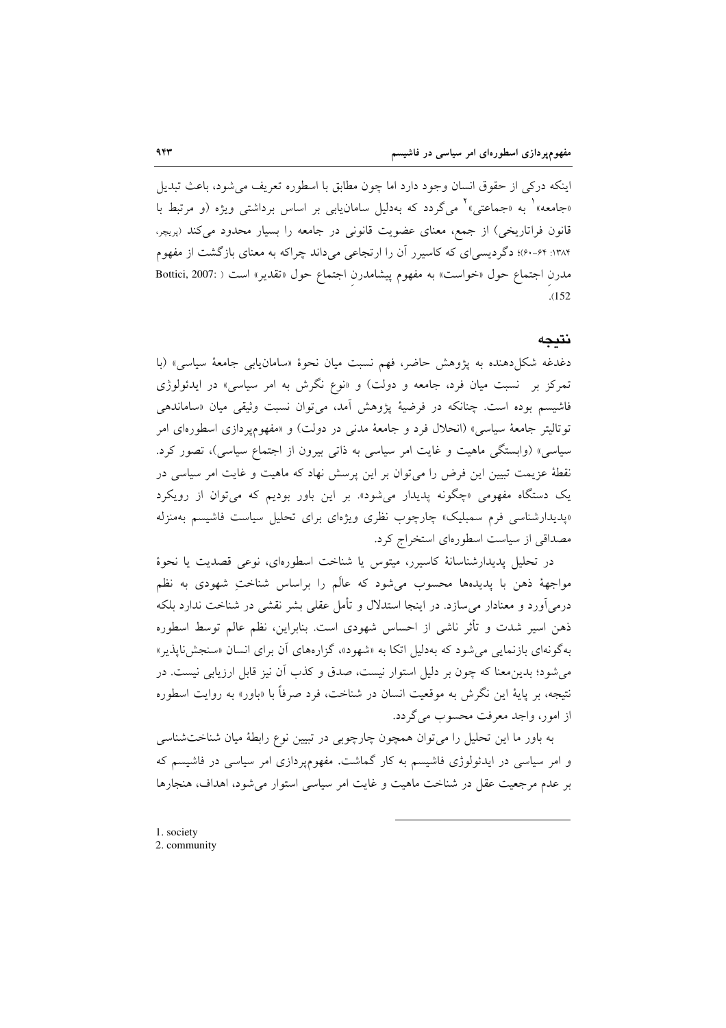اینکه درکی از حقوق انسان وجود دارد اما چون مطابق با اسطوره تعریف می‌شود، باعث تبدیل «جامعه»[1] به «جماعتی»[2] می‌گردد که به‌دلیل سامان‌یابی بر اساس برداشتی ویژه (و مرتبط با قانون فراتاریخی) از جمع، معنای عضویت قانونی در جامعه را بسیار محدود می‌کند (پریچر، ۱۳۸۴: ۶۴-۶۰)؛ دگردیسی‌ای که کاسیرر آن را ارتجاعی می‌داند چراکه به معنای بازگشت از مفهوم مدرنِ اجتماع حول «خواست» به مفهوم پیشامدرنِ اجتماع حول «تقدیر» است (Bottici, 2007: 152).

## نتیجه

دغدغه شکل‌دهنده به پژوهش حاضر، فهم نسبت میان نحوهٔ «سامان‌یابی جامعهٔ سیاسی» (با تمرکز بر نسبت میان فرد، جامعه و دولت) و «نوع نگرش به امر سیاسی» در ایدئولوژی فاشیسم بوده است. چنانکه در فرضیهٔ پژوهش آمد، می‌توان نسبت وثیقی میان «ساماندهی توتالیتر جامعهٔ سیاسی» (انحلال فرد و جامعهٔ مدنی در دولت) و «مفهوم‌پردازی اسطوره‌ای امر سیاسی» (وابستگی ماهیت و غایت امر سیاسی به ذاتی بیرون از اجتماع سیاسی)، تصور کرد. نقطهٔ عزیمت تبیین این فرض را می‌توان بر این پرسش نهاد که ماهیت و غایت امر سیاسی در یک دستگاه مفهومی «چگونه پدیدار می‌شود». بر این باور بودیم که می‌توان از رویکرد «پدیدارشناسی فرم سمبلیک» چارچوب نظری ویژه‌ای برای تحلیل سیاست فاشیسم به‌منزله مصداقی از سیاست اسطوره‌ای استخراج کرد.

در تحلیل پدیدارشناسانهٔ کاسیرر، میتوس یا شناخت اسطوره‌ای، نوعی قصدیت یا نحوهٔ مواجههٔ ذهن با پدیده‌ها محسوب می‌شود که عالَم را براساس شناختِ شهودی به نظم درمی‌آورد و معنادار می‌سازد. در اینجا استدلال و تأمل عقلی بشر نقشی در شناخت ندارد بلکه ذهن اسیر شدت و تأثر ناشی از احساس شهودی است. بنابراین، نظم عالم توسط اسطوره به‌گونه‌ای بازنمایی می‌شود که به‌دلیل اتکا به «شهود»، گزاره‌های آن برای انسان «سنجش‌ناپذیر» می‌شود؛ بدین‌معنا که چون بر دلیل استوار نیست، صدق و کذب آن نیز قابل ارزیابی نیست. در نتیجه، بر پایهٔ این نگرش به موقعیت انسان در شناخت، فرد صرفاً با «باور» به روایت اسطوره از امور، واجد معرفت محسوب می‌گردد.

به باور ما این تحلیل را می‌توان همچون چارچوبی در تبیین نوع رابطهٔ میان شناخت‌شناسی و امر سیاسی در ایدئولوژی فاشیسم به کار گماشت. مفهوم‌پردازی امر سیاسی در فاشیسم که بر عدم مرجعیت عقل در شناخت ماهیت و غایت امر سیاسی استوار می‌شود، اهداف، هنجارها

---

1. society
2. community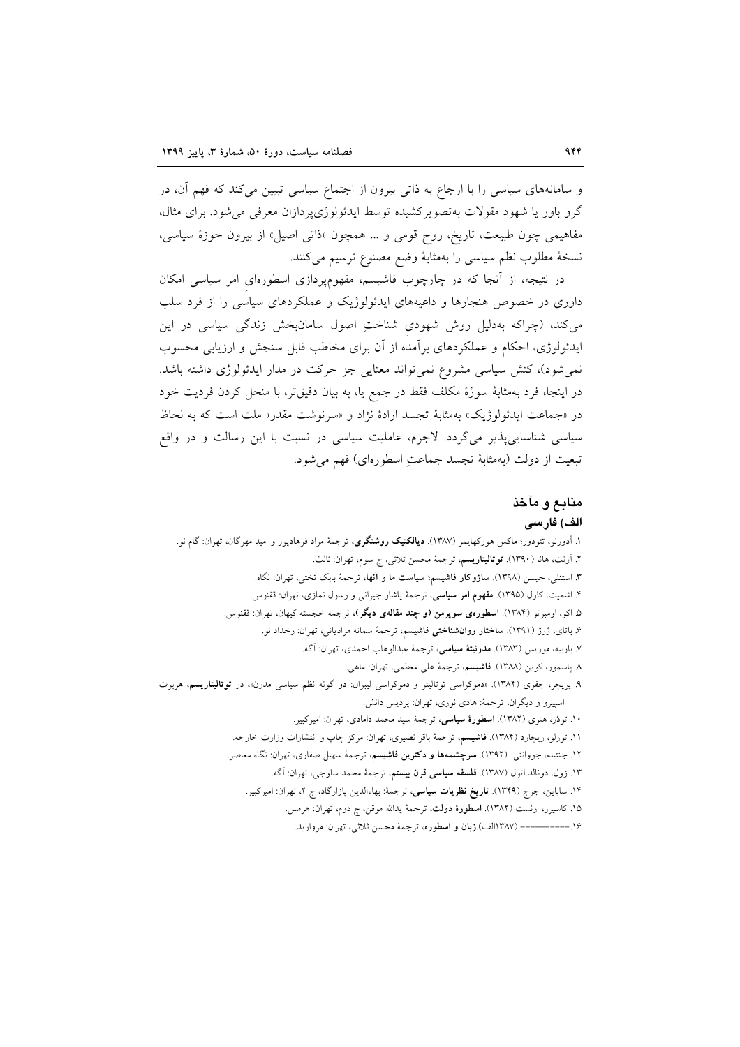و سامانه‌های سیاسی را با ارجاع به ذاتی بیرون از اجتماع سیاسی تبیین می‌کند که فهم آن، در گرو باور یا شهود مقولات به‌تصویرکشیده توسط ایدئولوژی‌پردازان معرفی می‌شود. برای مثال، مفاهیمی چون طبیعت، تاریخ، روح قومی و ... همچون «ذاتی اصیل» از بیرون حوزهٔ سیاسی، نسخهٔ مطلوب نظم سیاسی را به‌مثابهٔ وضع مصنوع ترسیم می‌کنند.

در نتیجه، از آنجا که در چارچوب فاشیسم، مفهوم‌پردازی اسطوره‌ایِ امر سیاسی امکان داوری در خصوص هنجارها و داعیه‌های ایدئولوژیک و عملکردهای سیاسی را از فرد سلب می‌کند، (چراکه به‌دلیل روش شهودیِ شناختِ اصول سامان‌بخش زندگی سیاسی در این ایدئولوژی، احکام و عملکردهای برآمده از آن برای مخاطب قابل سنجش و ارزیابی محسوب نمی‌شود)، کنش سیاسی مشروع نمی‌تواند معنایی جز حرکت در مدار ایدئولوژی داشته باشد. در اینجا، فرد به‌مثابهٔ سوژهٔ مکلف فقط در جمع یا، به بیان دقیق‌تر، با منحل کردن فردیت خود در «جماعت ایدئولوژیک» به‌مثابهٔ تجسد ارادهٔ نژاد و «سرنوشت مقدر» ملت است که به لحاظ سیاسی شناسایی‌پذیر می‌گردد. لاجرم، عاملیت سیاسی در نسبت با این رسالت و در واقع تبعیت از دولت (به‌مثابهٔ تجسد جماعتِ اسطوره‌ای) فهم می‌شود.

## منابع و مآخذ

### الف) فارسی

۱. آدورنو، تئودور؛ ماکس هورکهایمر (۱۳۸۷). **دیالکتیک روشنگری**، ترجمهٔ مراد فرهادپور و امید مهرگان، تهران: گام نو.

۲. آرنت، هانا (۱۳۹۰). **توتالیتاریسم**، ترجمهٔ محسن ثلاثی، چ سوم، تهران: ثالث.

۳. استنلی، جیسن (۱۳۹۸). **سازوکار فاشیسم؛ سیاست ما و آنها**، ترجمهٔ بابک تختی، تهران: نگاه.

۴. اشمیت، کارل (۱۳۹۵). **مفهوم امر سیاسی**، ترجمهٔ یاشار جیرانی و رسول نمازی، تهران: ققنوس.

۵. اکو، اومبرتو (۱۳۸۴). **اسطوره‌ی سوپرمن (و چند مقاله‌ی دیگر)**، ترجمه خجسته کیهان، تهران: ققنوس.

۶. باتای، ژرژ (۱۳۹۱). **ساختار روانشناختی فاشیسم**، ترجمهٔ سمانه مرادیانی، تهران: رخداد نو.

۷. باربیه، موریس (۱۳۸۳). **مدرنیتهٔ سیاسی**، ترجمهٔ عبدالوهاب احمدی، تهران: آگه.

۸. پاسمور، کوین (۱۳۸۸). **فاشیسم**، ترجمهٔ علی معظمی، تهران: ماهی.

۹. پریچر، جفری (۱۳۸۴). «دموکراسی توتالیتر و دموکراسی لیبرال: دو گونه نظم سیاسی مدرن»، در **توتالیتاریسم**، هربرت اسپیرو و دیگران، ترجمهٔ: هادی نوری، تهران: پردیس دانش.

۱۰. تودُر، هنری (۱۳۸۲). **اسطورهٔ سیاسی**، ترجمهٔ سید محمد دامادی، تهران: امیرکبیر.

۱۱. تورلو، ریچارد (۱۳۸۴). **فاشیسم**، ترجمهٔ باقر نصیری، تهران: مرکز چاپ و انتشارات وزارت خارجه.

۱۲. جنتیله، جووانئی (۱۳۹۲). **سرچشمه‌ها و دکترین فاشیسم**، ترجمهٔ سهیل صفاری، تهران: نگاه معاصر.

۱۳. زول، دونالد اتول (۱۳۸۷). **فلسفه سیاسی قرن بیستم**، ترجمهٔ محمد ساوجی، تهران: آگه.

۱۴. ساباین، جرج (۱۳۴۹). **تاریخ نظریات سیاسی**، ترجمهٔ: بهاءالدین پازارگاد، ج ۲، تهران: امیرکبیر.

۱۵. کاسیرر، ارنست (۱۳۸۲). **اسطورهٔ دولت**، ترجمهٔ یدالله موقن، چ دوم، تهران: هرمس.

۱۶.---------- (۱۳۸۷الف).**زبان و اسطوره**، ترجمهٔ محسن ثلاثی، تهران: مروارید.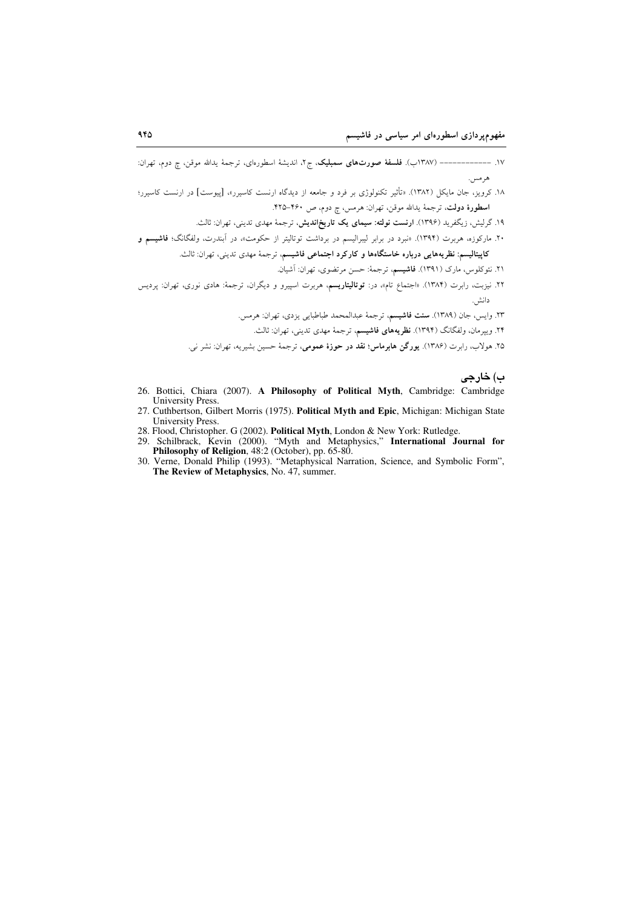۱۷. ------------ (۱۳۸۷ب). **فلسفهٔ صورت‌های سمبلیک**، ج۲، اندیشهٔ اسطوره‌ای، ترجمهٔ یدالله موقن، چ دوم، تهران: هرمس.

۱۸. کرویز، جان مایکل (۱۳۸۲). «تأثیر تکنولوژی بر فرد و جامعه از دیدگاه ارنست کاسیرر»، [پیوست] در ارنست کاسیرر؛ **اسطورهٔ دولت**، ترجمهٔ یدالله موقن، تهران: هرمس، چ دوم، ص ۴۶۰–۴۲۵.

۱۹. گرلیش، زیگفرید (۱۳۹۶). **ارنست نولته: سیمای یک تاریخ‌اندیش**، ترجمهٔ مهدی تدینی، تهران: ثالث.

۲۰. مارکوزه، هربرت (۱۳۹۴). «نبرد در برابر لیبرالیسم در برداشت توتالیتر از حکومت»، در آبندرت، ولفگانگ؛ **فاشیسم و کاپیتالیسم: نظریه‌هایی دربارهٔ خاستگاه‌ها و کارکرد اجتماعی فاشیسم**، ترجمهٔ مهدی تدینی، تهران: ثالث.

۲۱. نئوکلوس، مارک (۱۳۹۱). **فاشیسم**، ترجمهٔ: حسن مرتضوی، تهران: آشیان.

۲۲. نیزبت، رابرت (۱۳۸۴). «اجتماع تام»، در: **توتالیتاریسم**، هربرت اسپیرو و دیگران، ترجمهٔ: هادی نوری، تهران: پردیس دانش.

۲۳. وایس، جان (۱۳۸۹). **سنت فاشیسم**، ترجمهٔ عبدالمحمد طباطبایی یزدی، تهران: هرمس.

۲۴. ویپرمان، ولفگانگ (۱۳۹۴). **نظریه‌های فاشیسم**، ترجمهٔ مهدی تدینی، تهران: ثالث.

۲۵. هولاب، رابرت (۱۳۸۶). **یورگن هابرماس؛ نقد در حوزهٔ عمومی**، ترجمهٔ حسین بشیریه، تهران: نشر نی.

## ب) خارجی

26. Bottici, Chiara (2007). **A Philosophy of Political Myth**, Cambridge: Cambridge University Press.
27. Cuthbertson, Gilbert Morris (1975). **Political Myth and Epic**, Michigan: Michigan State University Press.
28. Flood, Christopher. G (2002). **Political Myth**, London & New York: Rutledge.
29. Schilbrack, Kevin (2000). "Myth and Metaphysics," **International Journal for Philosophy of Religion**, 48:2 (October), pp. 65-80.
30. Verne, Donald Philip (1993). "Metaphysical Narration, Science, and Symbolic Form", **The Review of Metaphysics**, No. 47, summer.